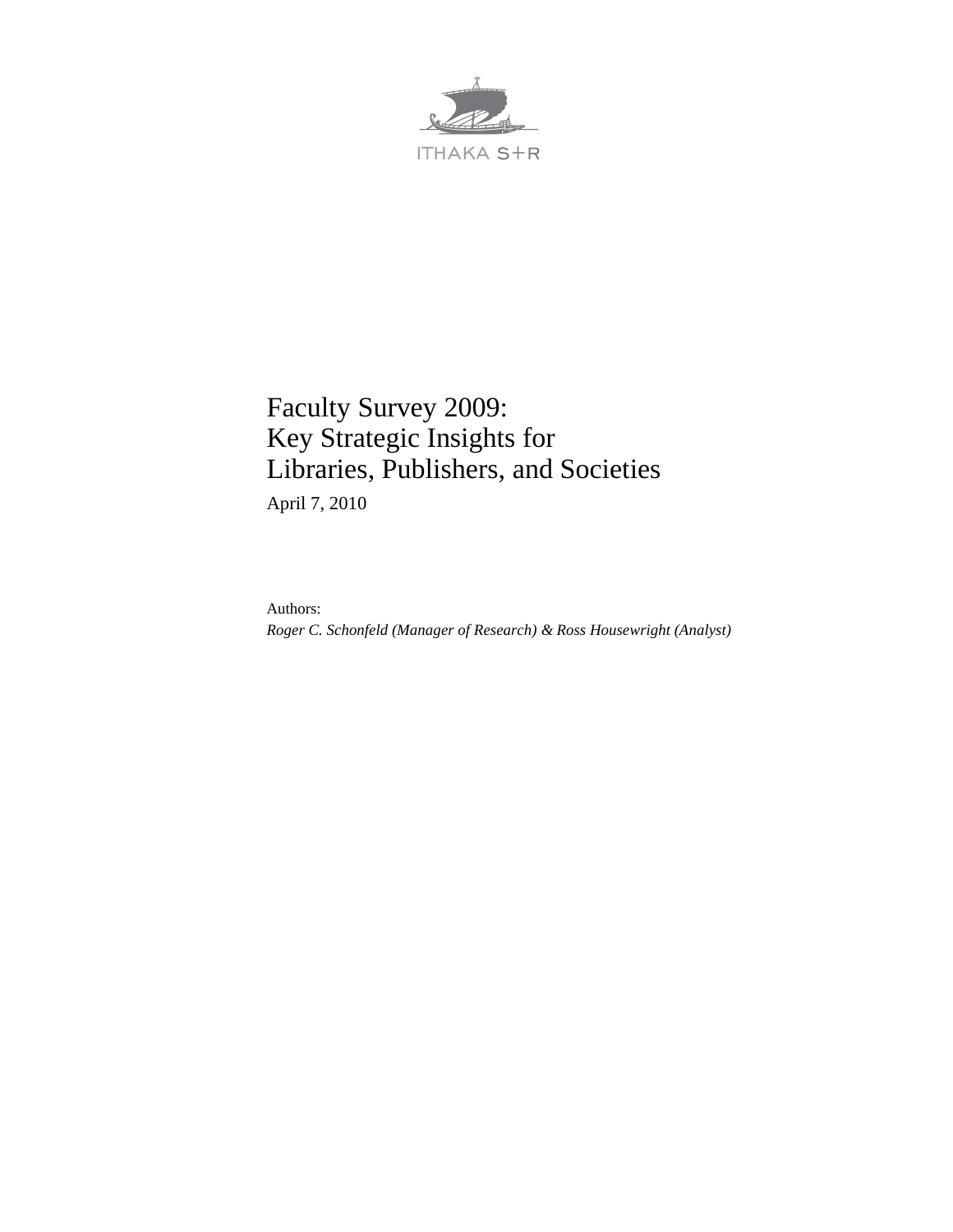ITHAKA S+R

# Faculty Survey 2009: Key Strategic Insights for Libraries, Publishers, and Societies

April 7, 2010

Authors:

*Roger C. Schonfeld (Manager of Research) & Ross Housewright (Analyst)*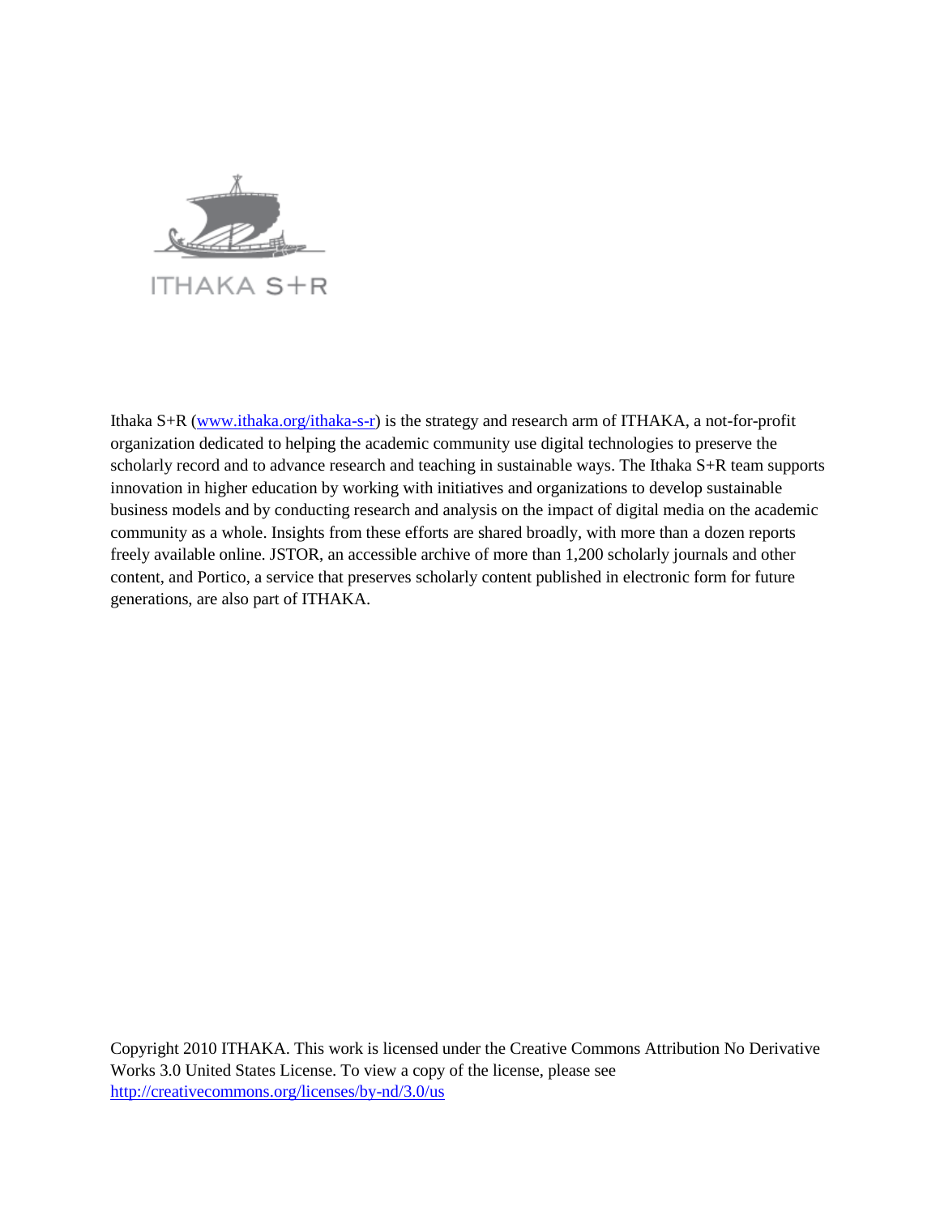ITHAKA S+R

Ithaka S+R ([www.ithaka.org/ithaka-s-r](http://www.ithaka.org/ithaka-s-r)) is the strategy and research arm of ITHAKA, a not-for-profit organization dedicated to helping the academic community use digital technologies to preserve the scholarly record and to advance research and teaching in sustainable ways. The Ithaka S+R team supports innovation in higher education by working with initiatives and organizations to develop sustainable business models and by conducting research and analysis on the impact of digital media on the academic community as a whole. Insights from these efforts are shared broadly, with more than a dozen reports freely available online. JSTOR, an accessible archive of more than 1,200 scholarly journals and other content, and Portico, a service that preserves scholarly content published in electronic form for future generations, are also part of ITHAKA.

Copyright 2010 ITHAKA. This work is licensed under the Creative Commons Attribution No Derivative Works 3.0 United States License. To view a copy of the license, please see [http://creativecommons.org/licenses/by-nd/3.0/us](http://creativecommons.org/licenses/by-nd/3.0/us)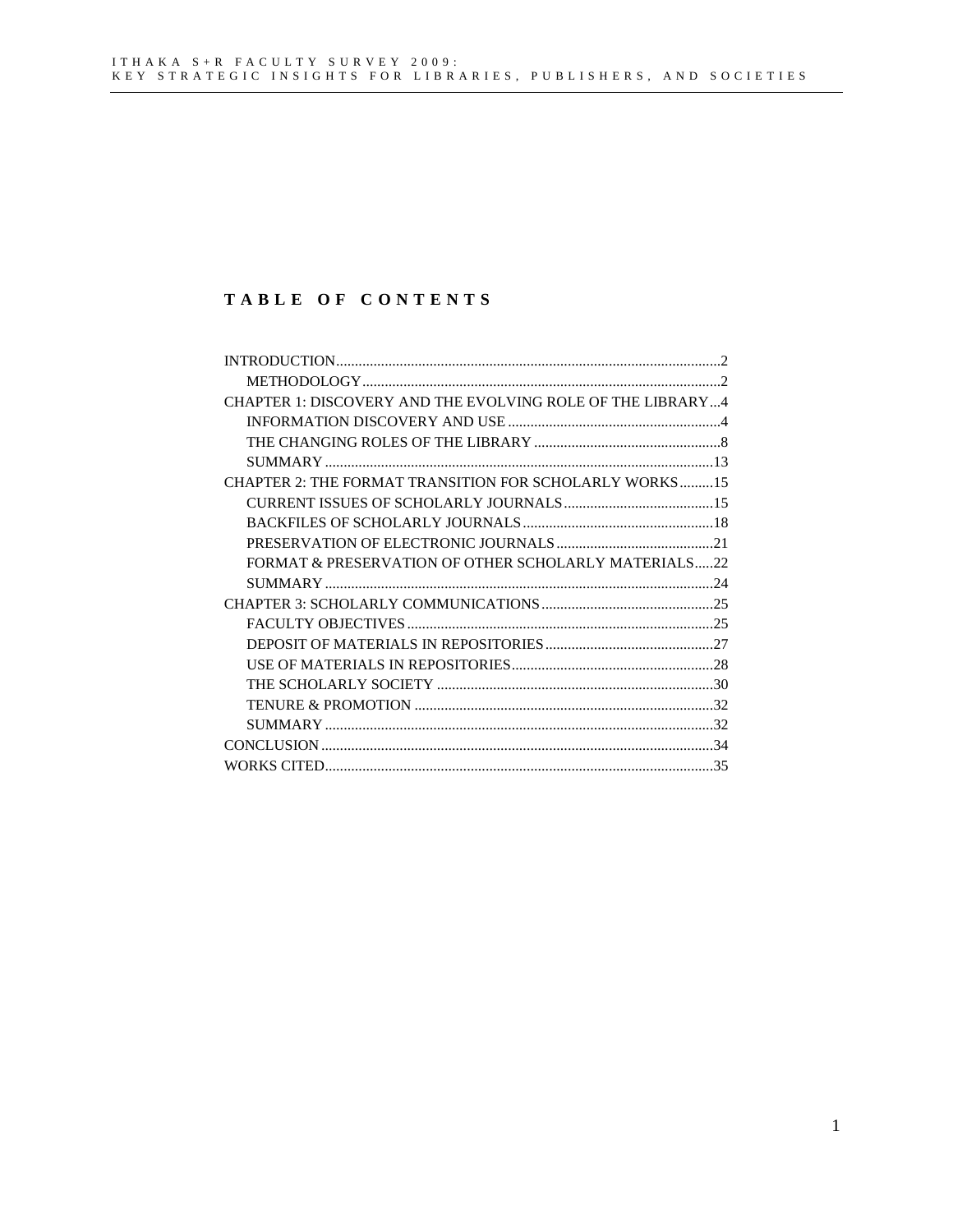# TABLE OF CONTENTS

INTRODUCTION......................................................................................................2
- METHODOLOGY...............................................................................................2

CHAPTER 1: DISCOVERY AND THE EVOLVING ROLE OF THE LIBRARY...4
- INFORMATION DISCOVERY AND USE .........................................................4
- THE CHANGING ROLES OF THE LIBRARY ..................................................8
- SUMMARY .......................................................................................................13

CHAPTER 2: THE FORMAT TRANSITION FOR SCHOLARLY WORKS.........15
- CURRENT ISSUES OF SCHOLARLY JOURNALS.........................................15
- BACKFILES OF SCHOLARLY JOURNALS...................................................18
- PRESERVATION OF ELECTRONIC JOURNALS...........................................21
- FORMAT & PRESERVATION OF OTHER SCHOLARLY MATERIALS.....22
- SUMMARY .......................................................................................................24

CHAPTER 3: SCHOLARLY COMMUNICATIONS..............................................25
- FACULTY OBJECTIVES..................................................................................25
- DEPOSIT OF MATERIALS IN REPOSITORIES.............................................27
- USE OF MATERIALS IN REPOSITORIES......................................................28
- THE SCHOLARLY SOCIETY ..........................................................................30
- TENURE & PROMOTION ................................................................................32
- SUMMARY .......................................................................................................32

CONCLUSION ........................................................................................................34

WORKS CITED.......................................................................................................35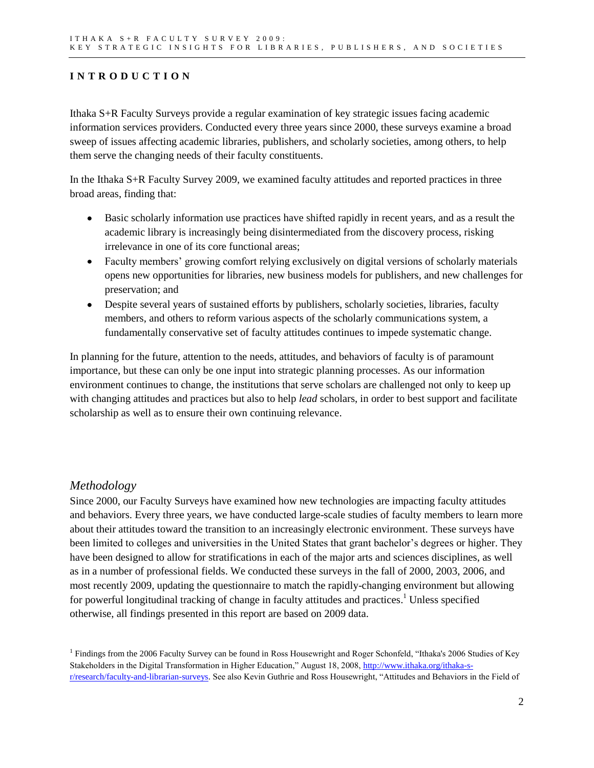# INTRODUCTION

Ithaka S+R Faculty Surveys provide a regular examination of key strategic issues facing academic information services providers. Conducted every three years since 2000, these surveys examine a broad sweep of issues affecting academic libraries, publishers, and scholarly societies, among others, to help them serve the changing needs of their faculty constituents.

In the Ithaka S+R Faculty Survey 2009, we examined faculty attitudes and reported practices in three broad areas, finding that:

- Basic scholarly information use practices have shifted rapidly in recent years, and as a result the academic library is increasingly being disintermediated from the discovery process, risking irrelevance in one of its core functional areas;
- Faculty members' growing comfort relying exclusively on digital versions of scholarly materials opens new opportunities for libraries, new business models for publishers, and new challenges for preservation; and
- Despite several years of sustained efforts by publishers, scholarly societies, libraries, faculty members, and others to reform various aspects of the scholarly communications system, a fundamentally conservative set of faculty attitudes continues to impede systematic change.

In planning for the future, attention to the needs, attitudes, and behaviors of faculty is of paramount importance, but these can only be one input into strategic planning processes. As our information environment continues to change, the institutions that serve scholars are challenged not only to keep up with changing attitudes and practices but also to help *lead* scholars, in order to best support and facilitate scholarship as well as to ensure their own continuing relevance.

## *Methodology*

Since 2000, our Faculty Surveys have examined how new technologies are impacting faculty attitudes and behaviors. Every three years, we have conducted large-scale studies of faculty members to learn more about their attitudes toward the transition to an increasingly electronic environment. These surveys have been limited to colleges and universities in the United States that grant bachelor's degrees or higher. They have been designed to allow for stratifications in each of the major arts and sciences disciplines, as well as in a number of professional fields. We conducted these surveys in the fall of 2000, 2003, 2006, and most recently 2009, updating the questionnaire to match the rapidly-changing environment but allowing for powerful longitudinal tracking of change in faculty attitudes and practices.[1] Unless specified otherwise, all findings presented in this report are based on 2009 data.

[1] Findings from the 2006 Faculty Survey can be found in Ross Housewright and Roger Schonfeld, "Ithaka's 2006 Studies of Key Stakeholders in the Digital Transformation in Higher Education," August 18, 2008, http://www.ithaka.org/ithaka-s-r/research/faculty-and-librarian-surveys. See also Kevin Guthrie and Ross Housewright, "Attitudes and Behaviors in the Field of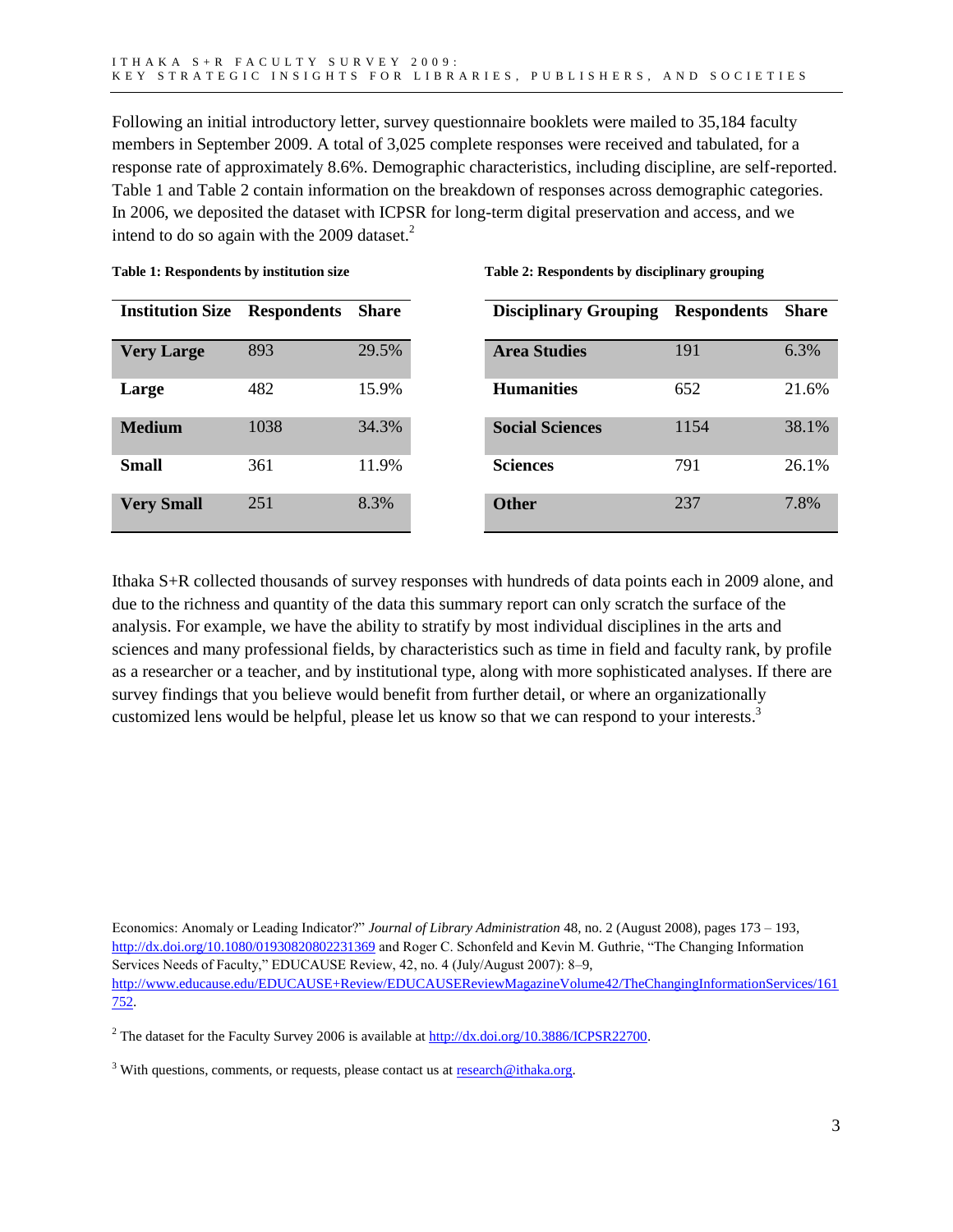Following an initial introductory letter, survey questionnaire booklets were mailed to 35,184 faculty members in September 2009. A total of 3,025 complete responses were received and tabulated, for a response rate of approximately 8.6%. Demographic characteristics, including discipline, are self-reported. Table 1 and Table 2 contain information on the breakdown of responses across demographic categories. In 2006, we deposited the dataset with ICPSR for long-term digital preservation and access, and we intend to do so again with the 2009 dataset.[2]

**Table 1: Respondents by institution size**

| Institution Size | Respondents | Share |
|---|---|---|
| **Very Large** | 893 | 29.5% |
| **Large** | 482 | 15.9% |
| **Medium** | 1038 | 34.3% |
| **Small** | 361 | 11.9% |
| **Very Small** | 251 | 8.3% |

**Table 2: Respondents by disciplinary grouping**

| Disciplinary Grouping | Respondents | Share |
|---|---|---|
| **Area Studies** | 191 | 6.3% |
| **Humanities** | 652 | 21.6% |
| **Social Sciences** | 1154 | 38.1% |
| **Sciences** | 791 | 26.1% |
| **Other** | 237 | 7.8% |

Ithaka S+R collected thousands of survey responses with hundreds of data points each in 2009 alone, and due to the richness and quantity of the data this summary report can only scratch the surface of the analysis. For example, we have the ability to stratify by most individual disciplines in the arts and sciences and many professional fields, by characteristics such as time in field and faculty rank, by profile as a researcher or a teacher, and by institutional type, along with more sophisticated analyses. If there are survey findings that you believe would benefit from further detail, or where an organizationally customized lens would be helpful, please let us know so that we can respond to your interests.[3]

Economics: Anomaly or Leading Indicator?" *Journal of Library Administration* 48, no. 2 (August 2008), pages 173 – 193, http://dx.doi.org/10.1080/01930820802231369 and Roger C. Schonfeld and Kevin M. Guthrie, "The Changing Information Services Needs of Faculty," EDUCAUSE Review, 42, no. 4 (July/August 2007): 8–9, http://www.educause.edu/EDUCAUSE+Review/EDUCAUSEReviewMagazineVolume42/TheChangingInformationServices/161752.

[2] The dataset for the Faculty Survey 2006 is available at http://dx.doi.org/10.3886/ICPSR22700.

[3] With questions, comments, or requests, please contact us at research@ithaka.org.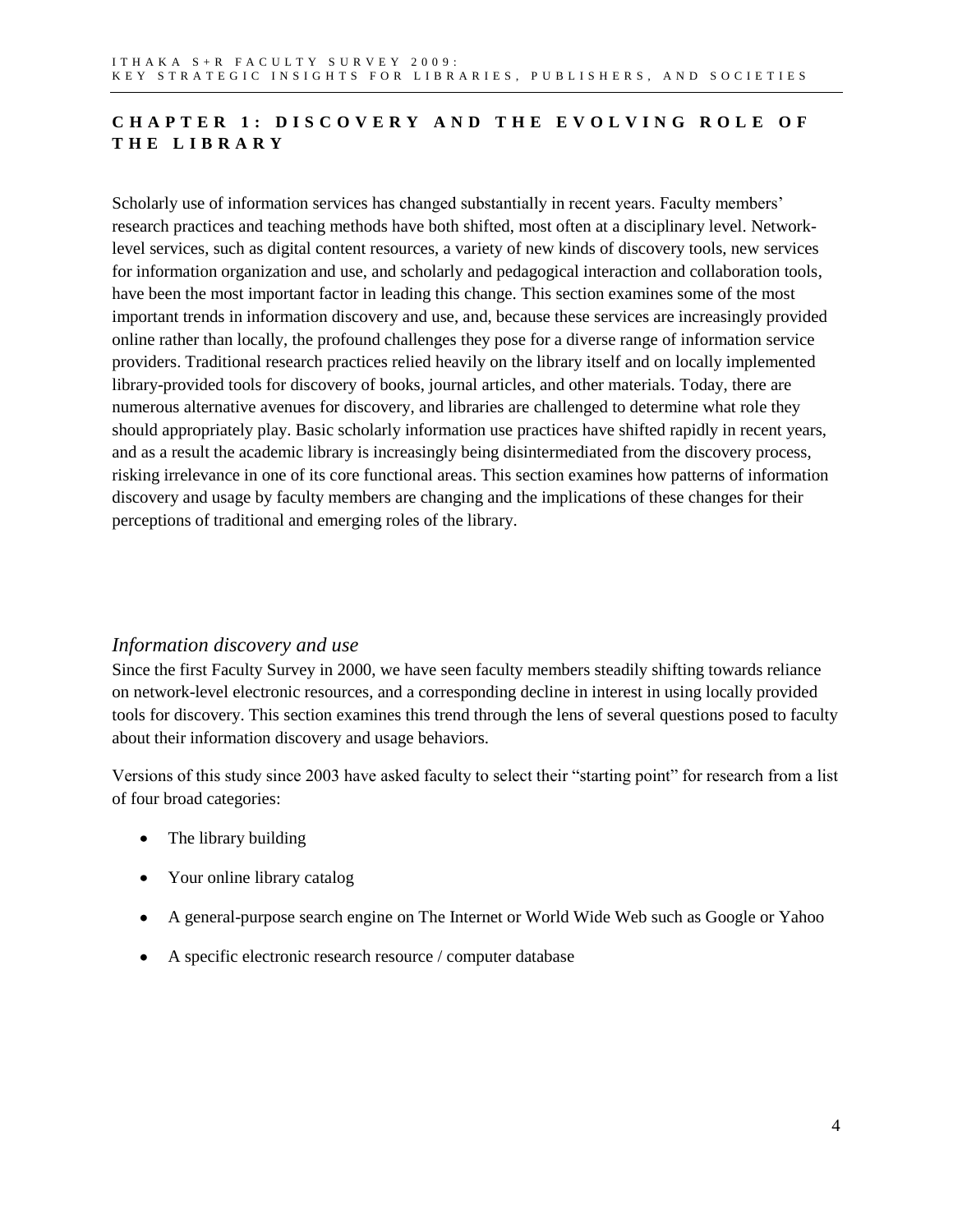## CHAPTER 1: DISCOVERY AND THE EVOLVING ROLE OF THE LIBRARY

Scholarly use of information services has changed substantially in recent years. Faculty members' research practices and teaching methods have both shifted, most often at a disciplinary level. Network-level services, such as digital content resources, a variety of new kinds of discovery tools, new services for information organization and use, and scholarly and pedagogical interaction and collaboration tools, have been the most important factor in leading this change. This section examines some of the most important trends in information discovery and use, and, because these services are increasingly provided online rather than locally, the profound challenges they pose for a diverse range of information service providers. Traditional research practices relied heavily on the library itself and on locally implemented library-provided tools for discovery of books, journal articles, and other materials. Today, there are numerous alternative avenues for discovery, and libraries are challenged to determine what role they should appropriately play. Basic scholarly information use practices have shifted rapidly in recent years, and as a result the academic library is increasingly being disintermediated from the discovery process, risking irrelevance in one of its core functional areas. This section examines how patterns of information discovery and usage by faculty members are changing and the implications of these changes for their perceptions of traditional and emerging roles of the library.

### *Information discovery and use*

Since the first Faculty Survey in 2000, we have seen faculty members steadily shifting towards reliance on network-level electronic resources, and a corresponding decline in interest in using locally provided tools for discovery. This section examines this trend through the lens of several questions posed to faculty about their information discovery and usage behaviors.

Versions of this study since 2003 have asked faculty to select their "starting point" for research from a list of four broad categories:

- The library building
- Your online library catalog
- A general-purpose search engine on The Internet or World Wide Web such as Google or Yahoo
- A specific electronic research resource / computer database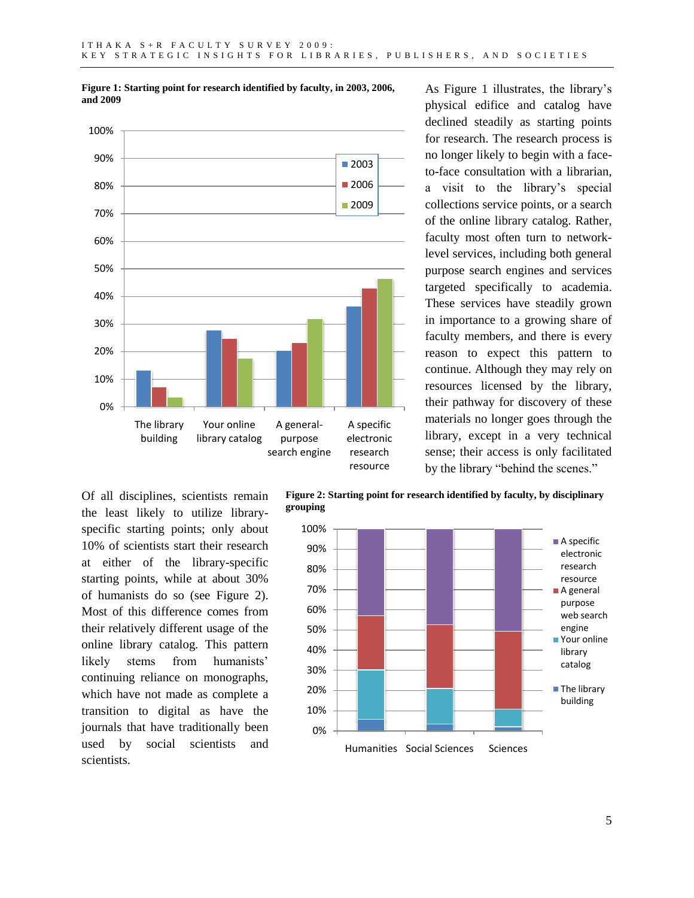**Figure 1: Starting point for research identified by faculty, in 2003, 2006, and 2009**

As Figure 1 illustrates, the library's physical edifice and catalog have declined steadily as starting points for research. The research process is no longer likely to begin with a face-to-face consultation with a librarian, a visit to the library's special collections service points, or a search of the online library catalog. Rather, faculty most often turn to network-level services, including both general purpose search engines and services targeted specifically to academia. These services have steadily grown in importance to a growing share of faculty members, and there is every reason to expect this pattern to continue. Although they may rely on resources licensed by the library, their pathway for discovery of these materials no longer goes through the library, except in a very technical sense; their access is only facilitated by the library "behind the scenes."

Of all disciplines, scientists remain the least likely to utilize library-specific starting points; only about 10% of scientists start their research at either of the library-specific starting points, while at about 30% of humanists do so (see Figure 2). Most of this difference comes from their relatively different usage of the online library catalog. This pattern likely stems from humanists' continuing reliance on monographs, which have not made as complete a transition to digital as have the journals that have traditionally been used by social scientists and scientists.

**Figure 2: Starting point for research identified by faculty, by disciplinary grouping**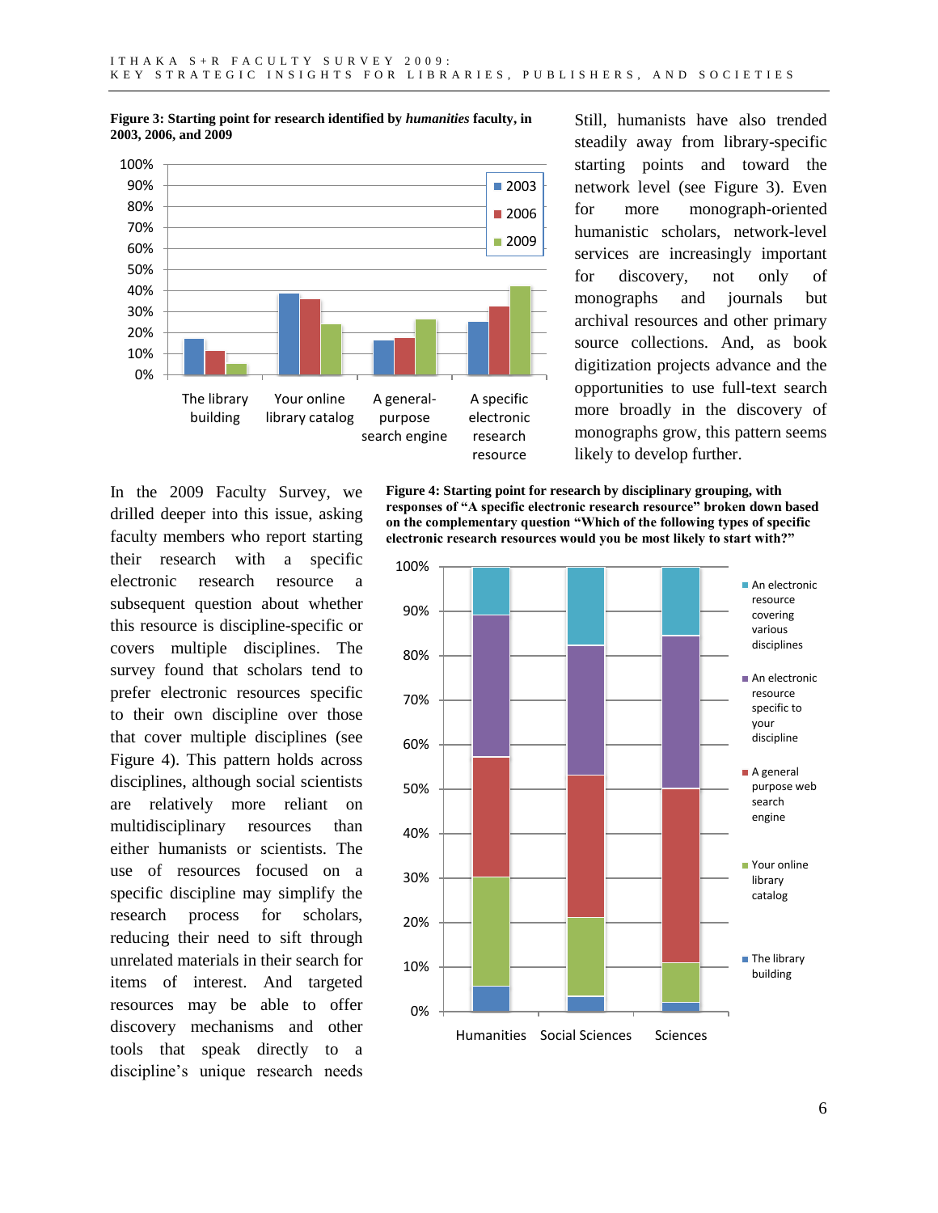**Figure 3: Starting point for research identified by *humanities* faculty, in 2003, 2006, and 2009**

Still, humanists have also trended steadily away from library-specific starting points and toward the network level (see Figure 3). Even for more monograph-oriented humanistic scholars, network-level services are increasingly important for discovery, not only of monographs and journals but archival resources and other primary source collections. And, as book digitization projects advance and the opportunities to use full-text search more broadly in the discovery of monographs grow, this pattern seems likely to develop further.

In the 2009 Faculty Survey, we drilled deeper into this issue, asking faculty members who report starting their research with a specific electronic research resource a subsequent question about whether this resource is discipline-specific or covers multiple disciplines. The survey found that scholars tend to prefer electronic resources specific to their own discipline over those that cover multiple disciplines (see Figure 4). This pattern holds across disciplines, although social scientists are relatively more reliant on multidisciplinary resources than either humanists or scientists. The use of resources focused on a specific discipline may simplify the research process for scholars, reducing their need to sift through unrelated materials in their search for items of interest. And targeted resources may be able to offer discovery mechanisms and other tools that speak directly to a discipline's unique research needs

**Figure 4: Starting point for research by disciplinary grouping, with responses of "A specific electronic research resource" broken down based on the complementary question "Which of the following types of specific electronic research resources would you be most likely to start with?"**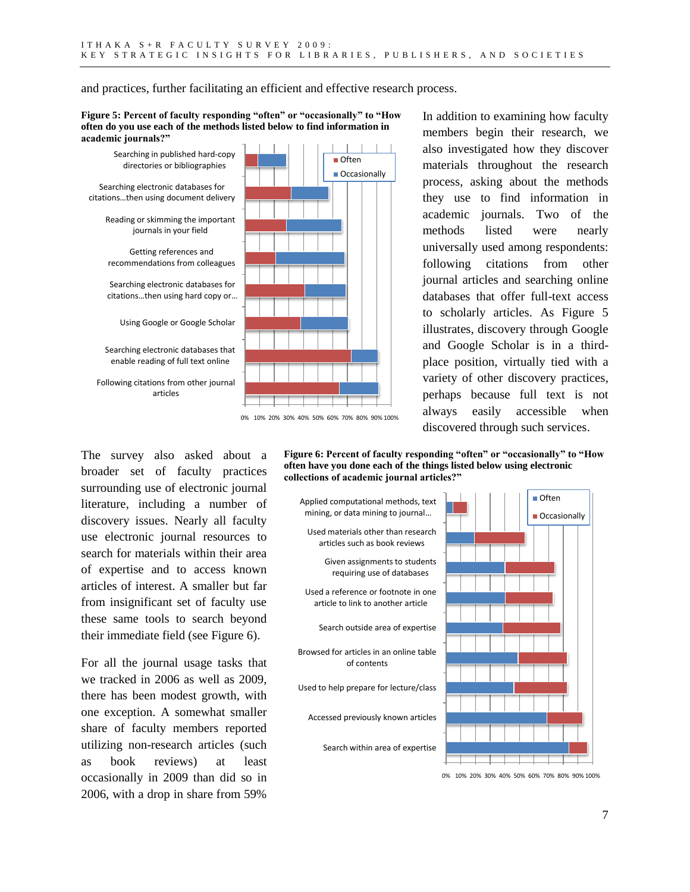and practices, further facilitating an efficient and effective research process.

**Figure 5: Percent of faculty responding "often" or "occasionally" to "How often do you use each of the methods listed below to find information in academic journals?"**

In addition to examining how faculty members begin their research, we also investigated how they discover materials throughout the research process, asking about the methods they use to find information in academic journals. Two of the methods listed were nearly universally used among respondents: following citations from other journal articles and searching online databases that offer full-text access to scholarly articles. As Figure 5 illustrates, discovery through Google and Google Scholar is in a third-place position, virtually tied with a variety of other discovery practices, perhaps because full text is not always easily accessible when discovered through such services.

The survey also asked about a broader set of faculty practices surrounding use of electronic journal literature, including a number of discovery issues. Nearly all faculty use electronic journal resources to search for materials within their area of expertise and to access known articles of interest. A smaller but far from insignificant set of faculty use these same tools to search beyond their immediate field (see Figure 6).

**Figure 6: Percent of faculty responding "often" or "occasionally" to "How often have you done each of the things listed below using electronic collections of academic journal articles?"**

For all the journal usage tasks that we tracked in 2006 as well as 2009, there has been modest growth, with one exception. A somewhat smaller share of faculty members reported utilizing non-research articles (such as book reviews) at least occasionally in 2009 than did so in 2006, with a drop in share from 59%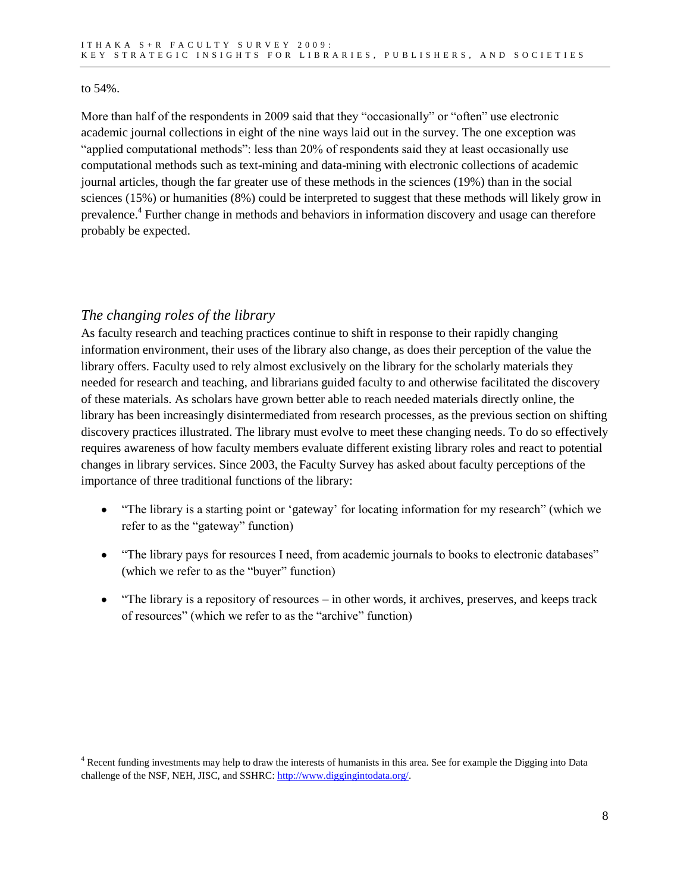to 54%.

More than half of the respondents in 2009 said that they "occasionally" or "often" use electronic academic journal collections in eight of the nine ways laid out in the survey. The one exception was "applied computational methods": less than 20% of respondents said they at least occasionally use computational methods such as text-mining and data-mining with electronic collections of academic journal articles, though the far greater use of these methods in the sciences (19%) than in the social sciences (15%) or humanities (8%) could be interpreted to suggest that these methods will likely grow in prevalence.[4] Further change in methods and behaviors in information discovery and usage can therefore probably be expected.

## *The changing roles of the library*

As faculty research and teaching practices continue to shift in response to their rapidly changing information environment, their uses of the library also change, as does their perception of the value the library offers. Faculty used to rely almost exclusively on the library for the scholarly materials they needed for research and teaching, and librarians guided faculty to and otherwise facilitated the discovery of these materials. As scholars have grown better able to reach needed materials directly online, the library has been increasingly disintermediated from research processes, as the previous section on shifting discovery practices illustrated. The library must evolve to meet these changing needs. To do so effectively requires awareness of how faculty members evaluate different existing library roles and react to potential changes in library services. Since 2003, the Faculty Survey has asked about faculty perceptions of the importance of three traditional functions of the library:

- "The library is a starting point or 'gateway' for locating information for my research" (which we refer to as the "gateway" function)
- "The library pays for resources I need, from academic journals to books to electronic databases" (which we refer to as the "buyer" function)
- "The library is a repository of resources – in other words, it archives, preserves, and keeps track of resources" (which we refer to as the "archive" function)

[4] Recent funding investments may help to draw the interests of humanists in this area. See for example the Digging into Data challenge of the NSF, NEH, JISC, and SSHRC: http://www.diggingintodata.org/.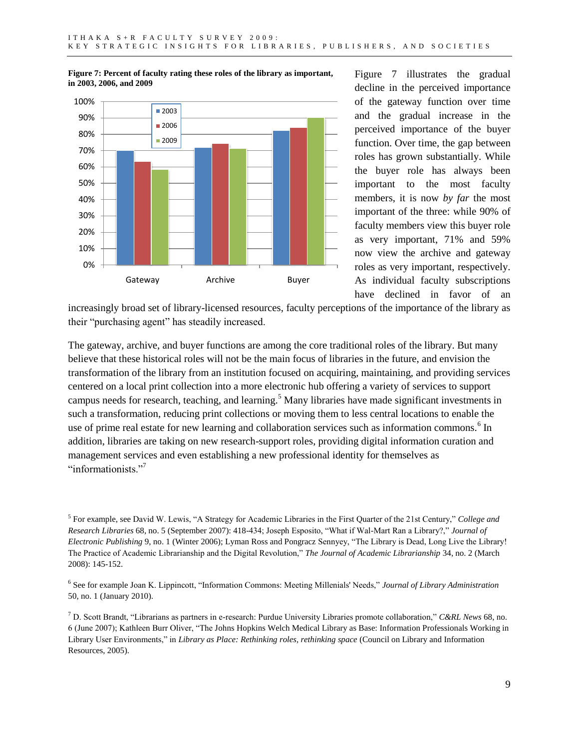**Figure 7: Percent of faculty rating these roles of the library as important, in 2003, 2006, and 2009**

Figure 7 illustrates the gradual decline in the perceived importance of the gateway function over time and the gradual increase in the perceived importance of the buyer function. Over time, the gap between roles has grown substantially. While the buyer role has always been important to the most faculty members, it is now *by far* the most important of the three: while 90% of faculty members view this buyer role as very important, 71% and 59% now view the archive and gateway roles as very important, respectively. As individual faculty subscriptions have declined in favor of an increasingly broad set of library-licensed resources, faculty perceptions of the importance of the library as their "purchasing agent" has steadily increased.

The gateway, archive, and buyer functions are among the core traditional roles of the library. But many believe that these historical roles will not be the main focus of libraries in the future, and envision the transformation of the library from an institution focused on acquiring, maintaining, and providing services centered on a local print collection into a more electronic hub offering a variety of services to support campus needs for research, teaching, and learning.[5] Many libraries have made significant investments in such a transformation, reducing print collections or moving them to less central locations to enable the use of prime real estate for new learning and collaboration services such as information commons.[6] In addition, libraries are taking on new research-support roles, providing digital information curation and management services and even establishing a new professional identity for themselves as "informationists."[7]

[5] For example, see David W. Lewis, "A Strategy for Academic Libraries in the First Quarter of the 21st Century," *College and Research Libraries* 68, no. 5 (September 2007): 418-434; Joseph Esposito, "What if Wal-Mart Ran a Library?," *Journal of Electronic Publishing* 9, no. 1 (Winter 2006); Lyman Ross and Pongracz Sennyey, "The Library is Dead, Long Live the Library! The Practice of Academic Librarianship and the Digital Revolution," *The Journal of Academic Librarianship* 34, no. 2 (March 2008): 145-152.

[6] See for example Joan K. Lippincott, "Information Commons: Meeting Millenials' Needs," *Journal of Library Administration* 50, no. 1 (January 2010).

[7] D. Scott Brandt, "Librarians as partners in e-research: Purdue University Libraries promote collaboration," *C&RL News* 68, no. 6 (June 2007); Kathleen Burr Oliver, "The Johns Hopkins Welch Medical Library as Base: Information Professionals Working in Library User Environments," in *Library as Place: Rethinking roles, rethinking space* (Council on Library and Information Resources, 2005).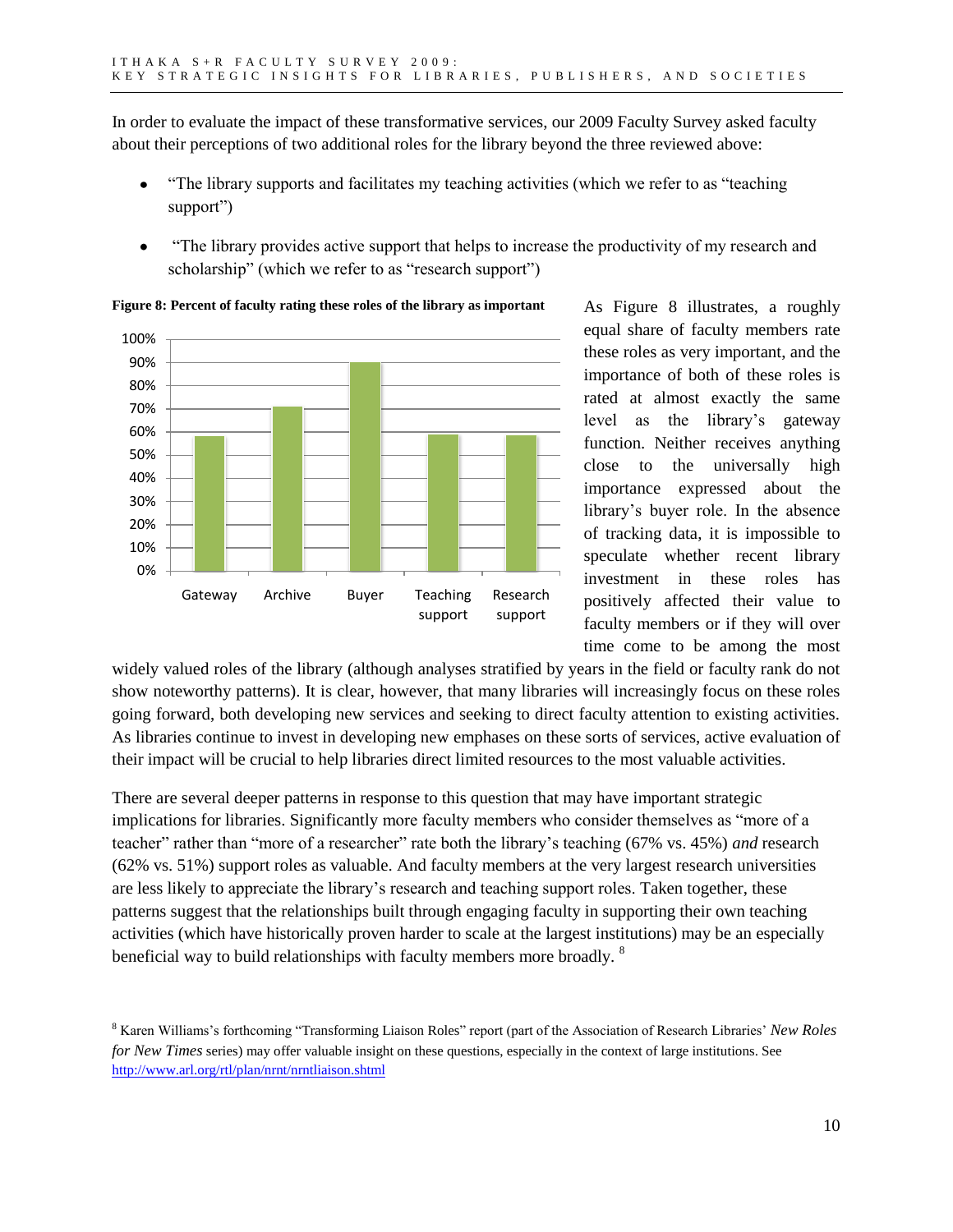In order to evaluate the impact of these transformative services, our 2009 Faculty Survey asked faculty about their perceptions of two additional roles for the library beyond the three reviewed above:

- "The library supports and facilitates my teaching activities (which we refer to as "teaching support")
- "The library provides active support that helps to increase the productivity of my research and scholarship" (which we refer to as "research support")

**Figure 8: Percent of faculty rating these roles of the library as important**

As Figure 8 illustrates, a roughly equal share of faculty members rate these roles as very important, and the importance of both of these roles is rated at almost exactly the same level as the library's gateway function. Neither receives anything close to the universally high importance expressed about the library's buyer role. In the absence of tracking data, it is impossible to speculate whether recent library investment in these roles has positively affected their value to faculty members or if they will over time come to be among the most widely valued roles of the library (although analyses stratified by years in the field or faculty rank do not show noteworthy patterns). It is clear, however, that many libraries will increasingly focus on these roles going forward, both developing new services and seeking to direct faculty attention to existing activities. As libraries continue to invest in developing new emphases on these sorts of services, active evaluation of their impact will be crucial to help libraries direct limited resources to the most valuable activities.

There are several deeper patterns in response to this question that may have important strategic implications for libraries. Significantly more faculty members who consider themselves as "more of a teacher" rather than "more of a researcher" rate both the library's teaching (67% vs. 45%) *and* research (62% vs. 51%) support roles as valuable. And faculty members at the very largest research universities are less likely to appreciate the library's research and teaching support roles. Taken together, these patterns suggest that the relationships built through engaging faculty in supporting their own teaching activities (which have historically proven harder to scale at the largest institutions) may be an especially beneficial way to build relationships with faculty members more broadly. [8]

[8] Karen Williams's forthcoming "Transforming Liaison Roles" report (part of the Association of Research Libraries' *New Roles for New Times* series) may offer valuable insight on these questions, especially in the context of large institutions. See http://www.arl.org/rtl/plan/nrnt/nrntliaison.shtml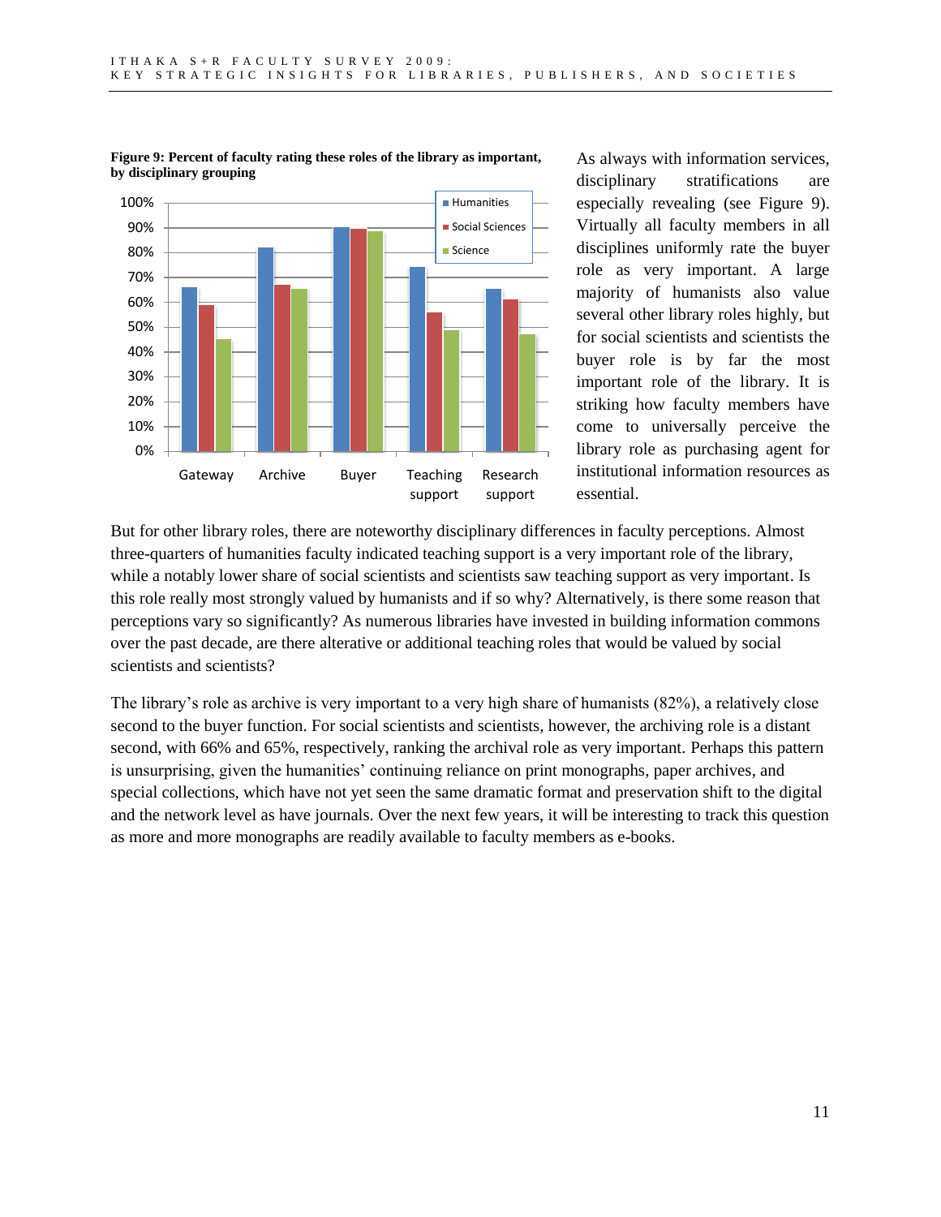**Figure 9: Percent of faculty rating these roles of the library as important, by disciplinary grouping**

As always with information services, disciplinary stratifications are especially revealing (see Figure 9). Virtually all faculty members in all disciplines uniformly rate the buyer role as very important. A large majority of humanists also value several other library roles highly, but for social scientists and scientists the buyer role is by far the most important role of the library. It is striking how faculty members have come to universally perceive the library role as purchasing agent for institutional information resources as essential.

But for other library roles, there are noteworthy disciplinary differences in faculty perceptions. Almost three-quarters of humanities faculty indicated teaching support is a very important role of the library, while a notably lower share of social scientists and scientists saw teaching support as very important. Is this role really most strongly valued by humanists and if so why? Alternatively, is there some reason that perceptions vary so significantly? As numerous libraries have invested in building information commons over the past decade, are there alterative or additional teaching roles that would be valued by social scientists and scientists?

The library's role as archive is very important to a very high share of humanists (82%), a relatively close second to the buyer function. For social scientists and scientists, however, the archiving role is a distant second, with 66% and 65%, respectively, ranking the archival role as very important. Perhaps this pattern is unsurprising, given the humanities' continuing reliance on print monographs, paper archives, and special collections, which have not yet seen the same dramatic format and preservation shift to the digital and the network level as have journals. Over the next few years, it will be interesting to track this question as more and more monographs are readily available to faculty members as e-books.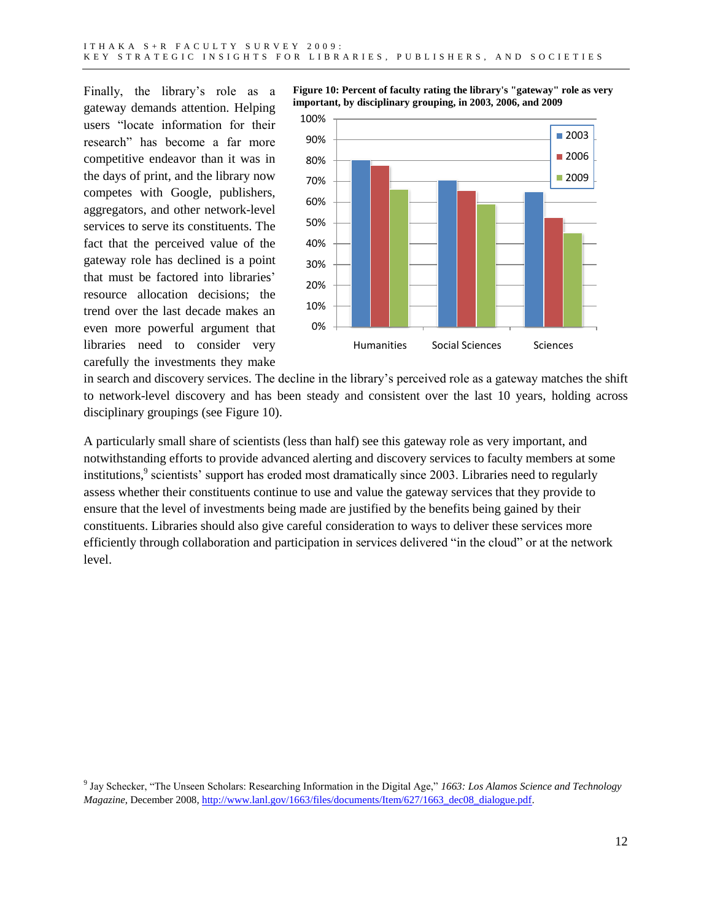Finally, the library's role as a gateway demands attention. Helping users "locate information for their research" has become a far more competitive endeavor than it was in the days of print, and the library now competes with Google, publishers, aggregators, and other network-level services to serve its constituents. The fact that the perceived value of the gateway role has declined is a point that must be factored into libraries' resource allocation decisions; the trend over the last decade makes an even more powerful argument that libraries need to consider very carefully the investments they make in search and discovery services. The decline in the library's perceived role as a gateway matches the shift to network-level discovery and has been steady and consistent over the last 10 years, holding across disciplinary groupings (see Figure 10).

**Figure 10: Percent of faculty rating the library's "gateway" role as very important, by disciplinary grouping, in 2003, 2006, and 2009**

A particularly small share of scientists (less than half) see this gateway role as very important, and notwithstanding efforts to provide advanced alerting and discovery services to faculty members at some institutions,[9] scientists' support has eroded most dramatically since 2003. Libraries need to regularly assess whether their constituents continue to use and value the gateway services that they provide to ensure that the level of investments being made are justified by the benefits being gained by their constituents. Libraries should also give careful consideration to ways to deliver these services more efficiently through collaboration and participation in services delivered "in the cloud" or at the network level.

[9] Jay Schecker, "The Unseen Scholars: Researching Information in the Digital Age," *1663: Los Alamos Science and Technology Magazine*, December 2008, http://www.lanl.gov/1663/files/documents/Item/627/1663_dec08_dialogue.pdf.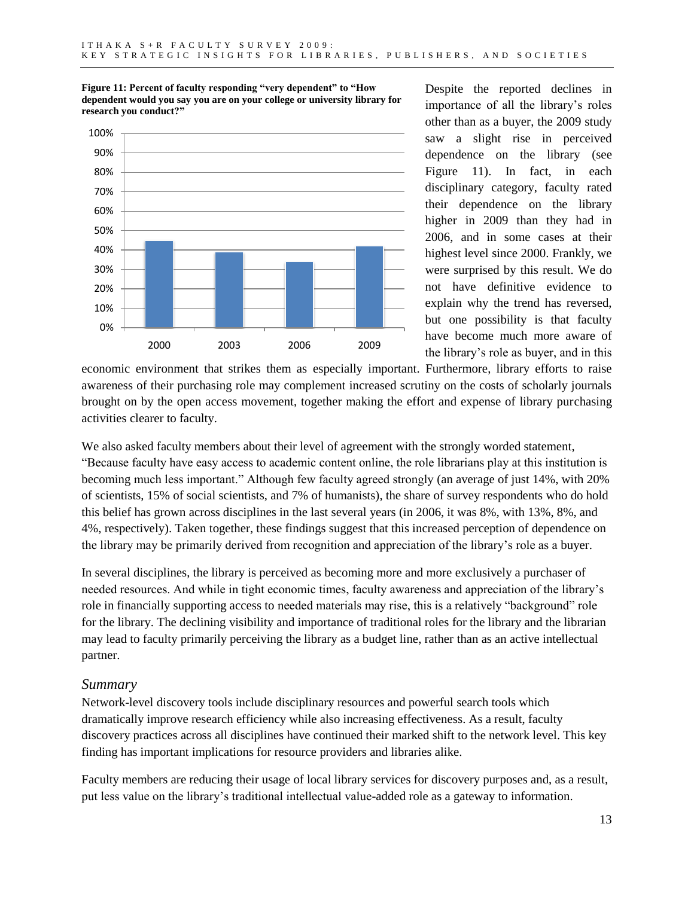**Figure 11: Percent of faculty responding "very dependent" to "How dependent would you say you are on your college or university library for research you conduct?"**

Despite the reported declines in importance of all the library's roles other than as a buyer, the 2009 study saw a slight rise in perceived dependence on the library (see Figure 11). In fact, in each disciplinary category, faculty rated their dependence on the library higher in 2009 than they had in 2006, and in some cases at their highest level since 2000. Frankly, we were surprised by this result. We do not have definitive evidence to explain why the trend has reversed, but one possibility is that faculty have become much more aware of the library's role as buyer, and in this economic environment that strikes them as especially important. Furthermore, library efforts to raise awareness of their purchasing role may complement increased scrutiny on the costs of scholarly journals brought on by the open access movement, together making the effort and expense of library purchasing activities clearer to faculty.

We also asked faculty members about their level of agreement with the strongly worded statement, "Because faculty have easy access to academic content online, the role librarians play at this institution is becoming much less important." Although few faculty agreed strongly (an average of just 14%, with 20% of scientists, 15% of social scientists, and 7% of humanists), the share of survey respondents who do hold this belief has grown across disciplines in the last several years (in 2006, it was 8%, with 13%, 8%, and 4%, respectively). Taken together, these findings suggest that this increased perception of dependence on the library may be primarily derived from recognition and appreciation of the library's role as a buyer.

In several disciplines, the library is perceived as becoming more and more exclusively a purchaser of needed resources. And while in tight economic times, faculty awareness and appreciation of the library's role in financially supporting access to needed materials may rise, this is a relatively "background" role for the library. The declining visibility and importance of traditional roles for the library and the librarian may lead to faculty primarily perceiving the library as a budget line, rather than as an active intellectual partner.

## *Summary*

Network-level discovery tools include disciplinary resources and powerful search tools which dramatically improve research efficiency while also increasing effectiveness. As a result, faculty discovery practices across all disciplines have continued their marked shift to the network level. This key finding has important implications for resource providers and libraries alike.

Faculty members are reducing their usage of local library services for discovery purposes and, as a result, put less value on the library's traditional intellectual value-added role as a gateway to information.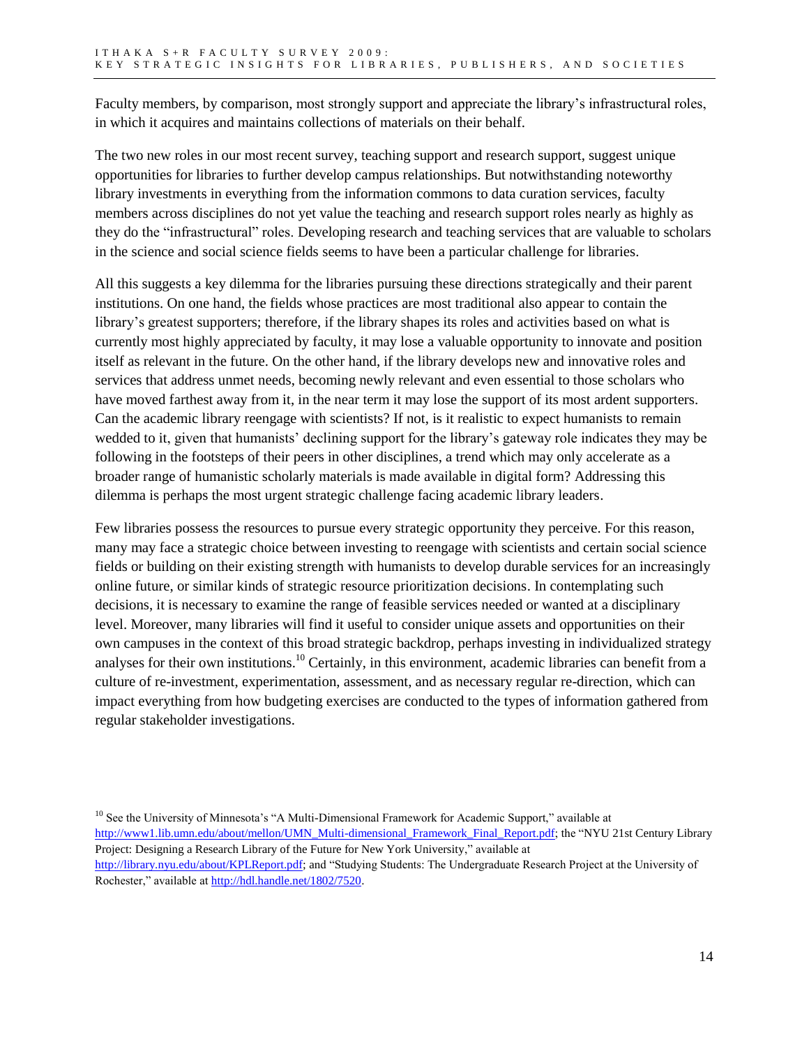Faculty members, by comparison, most strongly support and appreciate the library's infrastructural roles, in which it acquires and maintains collections of materials on their behalf.

The two new roles in our most recent survey, teaching support and research support, suggest unique opportunities for libraries to further develop campus relationships. But notwithstanding noteworthy library investments in everything from the information commons to data curation services, faculty members across disciplines do not yet value the teaching and research support roles nearly as highly as they do the "infrastructural" roles. Developing research and teaching services that are valuable to scholars in the science and social science fields seems to have been a particular challenge for libraries.

All this suggests a key dilemma for the libraries pursuing these directions strategically and their parent institutions. On one hand, the fields whose practices are most traditional also appear to contain the library's greatest supporters; therefore, if the library shapes its roles and activities based on what is currently most highly appreciated by faculty, it may lose a valuable opportunity to innovate and position itself as relevant in the future. On the other hand, if the library develops new and innovative roles and services that address unmet needs, becoming newly relevant and even essential to those scholars who have moved farthest away from it, in the near term it may lose the support of its most ardent supporters. Can the academic library reengage with scientists? If not, is it realistic to expect humanists to remain wedded to it, given that humanists' declining support for the library's gateway role indicates they may be following in the footsteps of their peers in other disciplines, a trend which may only accelerate as a broader range of humanistic scholarly materials is made available in digital form? Addressing this dilemma is perhaps the most urgent strategic challenge facing academic library leaders.

Few libraries possess the resources to pursue every strategic opportunity they perceive. For this reason, many may face a strategic choice between investing to reengage with scientists and certain social science fields or building on their existing strength with humanists to develop durable services for an increasingly online future, or similar kinds of strategic resource prioritization decisions. In contemplating such decisions, it is necessary to examine the range of feasible services needed or wanted at a disciplinary level. Moreover, many libraries will find it useful to consider unique assets and opportunities on their own campuses in the context of this broad strategic backdrop, perhaps investing in individualized strategy analyses for their own institutions.[10] Certainly, in this environment, academic libraries can benefit from a culture of re-investment, experimentation, assessment, and as necessary regular re-direction, which can impact everything from how budgeting exercises are conducted to the types of information gathered from regular stakeholder investigations.

[10] See the University of Minnesota's "A Multi-Dimensional Framework for Academic Support," available at http://www1.lib.umn.edu/about/mellon/UMN_Multi-dimensional_Framework_Final_Report.pdf; the "NYU 21st Century Library Project: Designing a Research Library of the Future for New York University," available at http://library.nyu.edu/about/KPLReport.pdf; and "Studying Students: The Undergraduate Research Project at the University of Rochester," available at http://hdl.handle.net/1802/7520.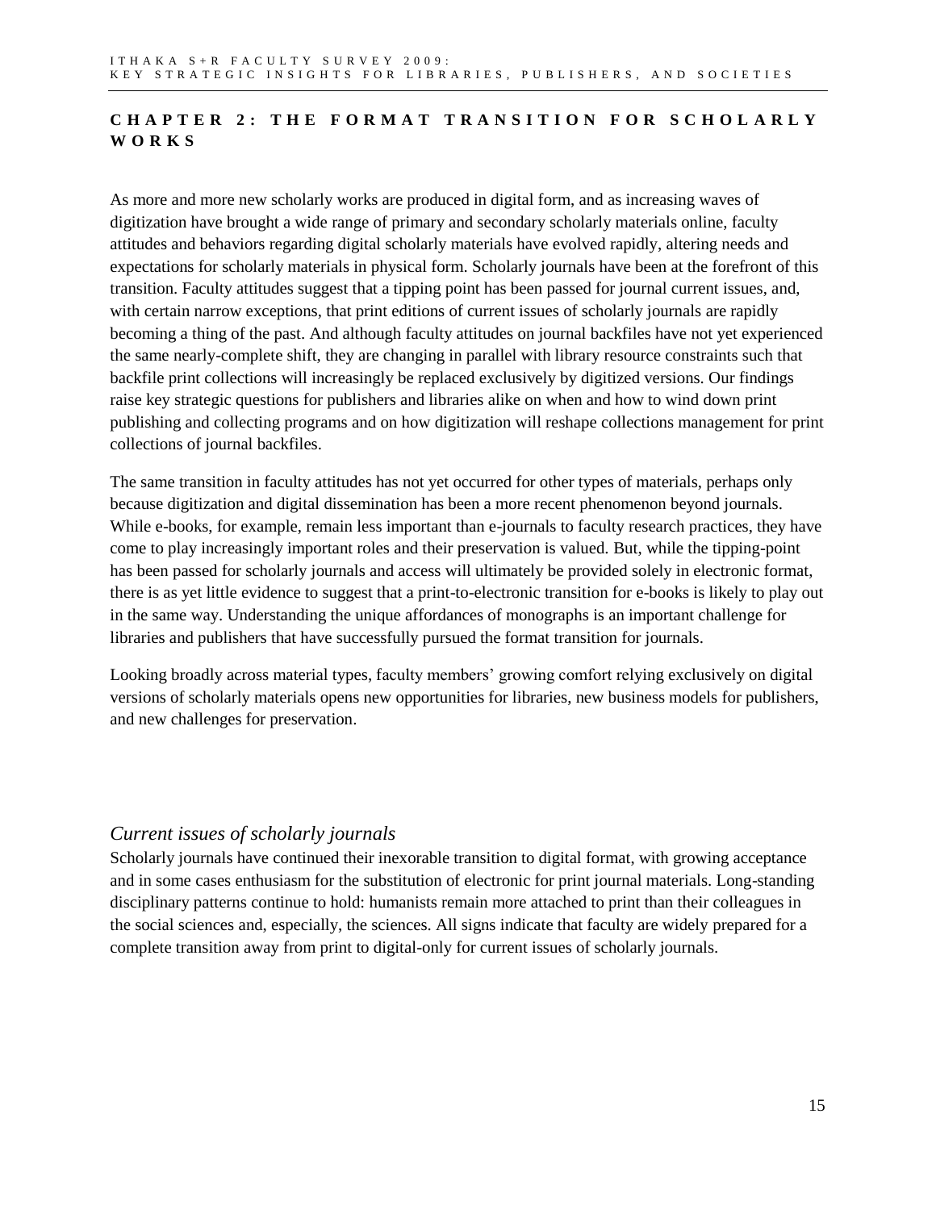## CHAPTER 2: THE FORMAT TRANSITION FOR SCHOLARLY WORKS

As more and more new scholarly works are produced in digital form, and as increasing waves of digitization have brought a wide range of primary and secondary scholarly materials online, faculty attitudes and behaviors regarding digital scholarly materials have evolved rapidly, altering needs and expectations for scholarly materials in physical form. Scholarly journals have been at the forefront of this transition. Faculty attitudes suggest that a tipping point has been passed for journal current issues, and, with certain narrow exceptions, that print editions of current issues of scholarly journals are rapidly becoming a thing of the past. And although faculty attitudes on journal backfiles have not yet experienced the same nearly-complete shift, they are changing in parallel with library resource constraints such that backfile print collections will increasingly be replaced exclusively by digitized versions. Our findings raise key strategic questions for publishers and libraries alike on when and how to wind down print publishing and collecting programs and on how digitization will reshape collections management for print collections of journal backfiles.

The same transition in faculty attitudes has not yet occurred for other types of materials, perhaps only because digitization and digital dissemination has been a more recent phenomenon beyond journals. While e-books, for example, remain less important than e-journals to faculty research practices, they have come to play increasingly important roles and their preservation is valued. But, while the tipping-point has been passed for scholarly journals and access will ultimately be provided solely in electronic format, there is as yet little evidence to suggest that a print-to-electronic transition for e-books is likely to play out in the same way. Understanding the unique affordances of monographs is an important challenge for libraries and publishers that have successfully pursued the format transition for journals.

Looking broadly across material types, faculty members' growing comfort relying exclusively on digital versions of scholarly materials opens new opportunities for libraries, new business models for publishers, and new challenges for preservation.

### *Current issues of scholarly journals*

Scholarly journals have continued their inexorable transition to digital format, with growing acceptance and in some cases enthusiasm for the substitution of electronic for print journal materials. Long-standing disciplinary patterns continue to hold: humanists remain more attached to print than their colleagues in the social sciences and, especially, the sciences. All signs indicate that faculty are widely prepared for a complete transition away from print to digital-only for current issues of scholarly journals.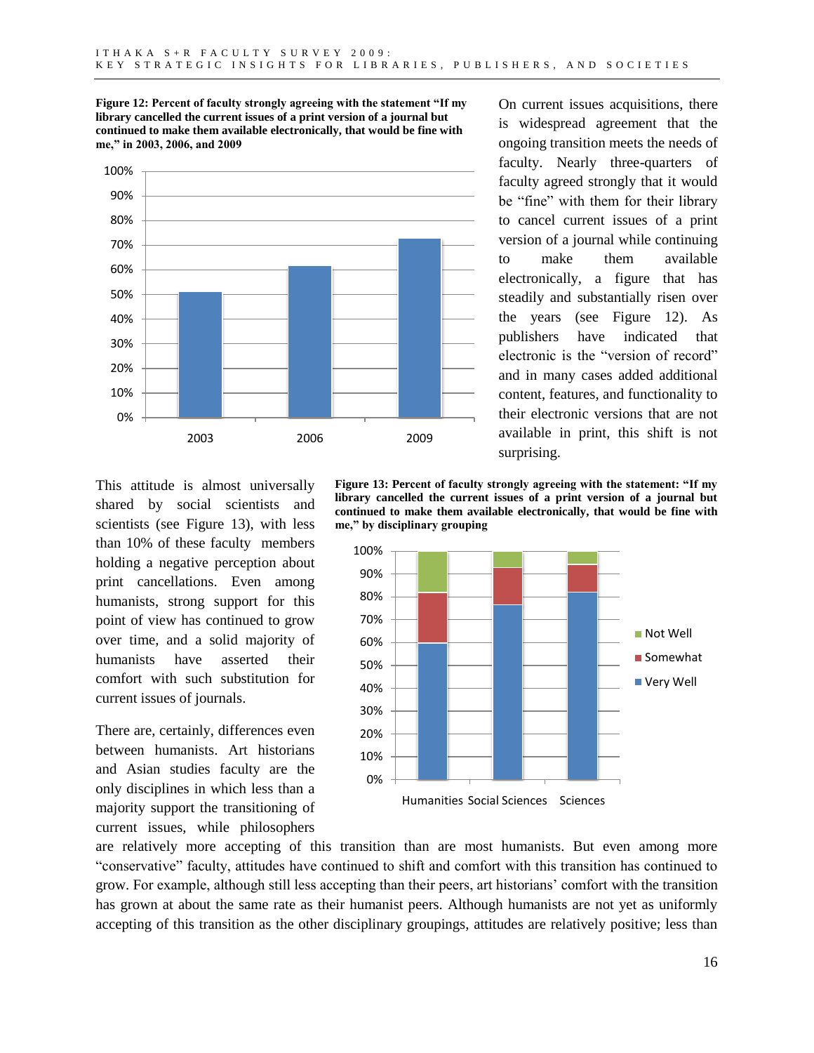**Figure 12: Percent of faculty strongly agreeing with the statement "If my library cancelled the current issues of a print version of a journal but continued to make them available electronically, that would be fine with me," in 2003, 2006, and 2009**

100%
90%
80%
70%
60%
50%
40%
30%
20%
10%
0%
2003
2006
2009

On current issues acquisitions, there is widespread agreement that the ongoing transition meets the needs of faculty. Nearly three-quarters of faculty agreed strongly that it would be "fine" with them for their library to cancel current issues of a print version of a journal while continuing to make them available electronically, a figure that has steadily and substantially risen over the years (see Figure 12). As publishers have indicated that electronic is the "version of record" and in many cases added additional content, features, and functionality to their electronic versions that are not available in print, this shift is not surprising.

This attitude is almost universally shared by social scientists and scientists (see Figure 13), with less than 10% of these faculty members holding a negative perception about print cancellations. Even among humanists, strong support for this point of view has continued to grow over time, and a solid majority of humanists have asserted their comfort with such substitution for current issues of journals.

**Figure 13: Percent of faculty strongly agreeing with the statement: "If my library cancelled the current issues of a print version of a journal but continued to make them available electronically, that would be fine with me," by disciplinary grouping**

100%
90%
80%
70%
60%
50%
40%
30%
20%
10%
0%
Humanities
Social Sciences
Sciences
Not Well
Somewhat
Very Well

There are, certainly, differences even between humanists. Art historians and Asian studies faculty are the only disciplines in which less than a majority support the transitioning of current issues, while philosophers are relatively more accepting of this transition than are most humanists. But even among more "conservative" faculty, attitudes have continued to shift and comfort with this transition has continued to grow. For example, although still less accepting than their peers, art historians' comfort with the transition has grown at about the same rate as their humanist peers. Although humanists are not yet as uniformly accepting of this transition as the other disciplinary groupings, attitudes are relatively positive; less than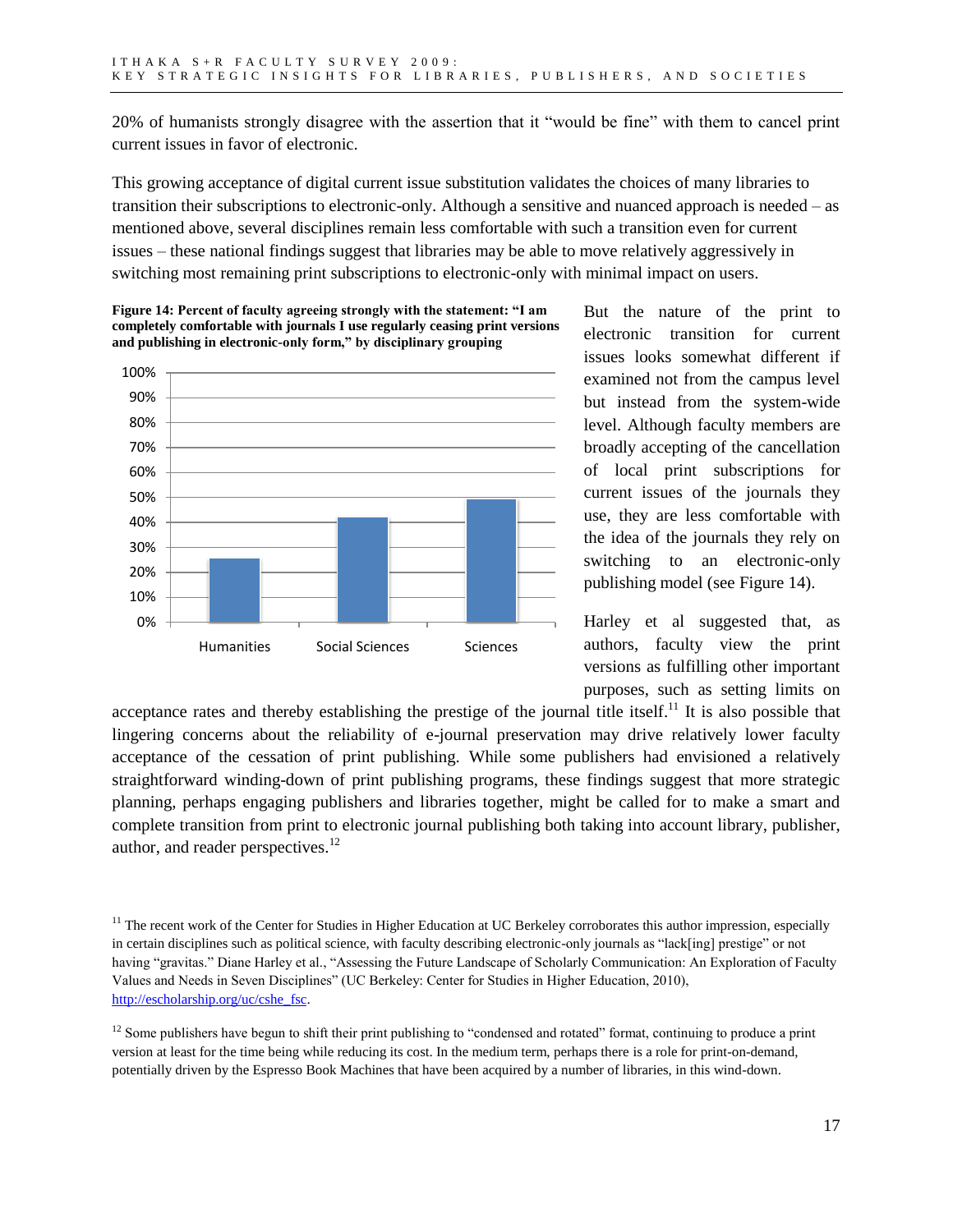20% of humanists strongly disagree with the assertion that it "would be fine" with them to cancel print current issues in favor of electronic.

This growing acceptance of digital current issue substitution validates the choices of many libraries to transition their subscriptions to electronic-only. Although a sensitive and nuanced approach is needed – as mentioned above, several disciplines remain less comfortable with such a transition even for current issues – these national findings suggest that libraries may be able to move relatively aggressively in switching most remaining print subscriptions to electronic-only with minimal impact on users.

**Figure 14: Percent of faculty agreeing strongly with the statement: "I am completely comfortable with journals I use regularly ceasing print versions and publishing in electronic-only form," by disciplinary grouping**

But the nature of the print to electronic transition for current issues looks somewhat different if examined not from the campus level but instead from the system-wide level. Although faculty members are broadly accepting of the cancellation of local print subscriptions for current issues of the journals they use, they are less comfortable with the idea of the journals they rely on switching to an electronic-only publishing model (see Figure 14).

Harley et al suggested that, as authors, faculty view the print versions as fulfilling other important purposes, such as setting limits on acceptance rates and thereby establishing the prestige of the journal title itself.[11] It is also possible that lingering concerns about the reliability of e-journal preservation may drive relatively lower faculty acceptance of the cessation of print publishing. While some publishers had envisioned a relatively straightforward winding-down of print publishing programs, these findings suggest that more strategic planning, perhaps engaging publishers and libraries together, might be called for to make a smart and complete transition from print to electronic journal publishing both taking into account library, publisher, author, and reader perspectives.[12]

[11] The recent work of the Center for Studies in Higher Education at UC Berkeley corroborates this author impression, especially in certain disciplines such as political science, with faculty describing electronic-only journals as "lack[ing] prestige" or not having "gravitas." Diane Harley et al., "Assessing the Future Landscape of Scholarly Communication: An Exploration of Faculty Values and Needs in Seven Disciplines" (UC Berkeley: Center for Studies in Higher Education, 2010), http://escholarship.org/uc/cshe_fsc.

[12] Some publishers have begun to shift their print publishing to "condensed and rotated" format, continuing to produce a print version at least for the time being while reducing its cost. In the medium term, perhaps there is a role for print-on-demand, potentially driven by the Espresso Book Machines that have been acquired by a number of libraries, in this wind-down.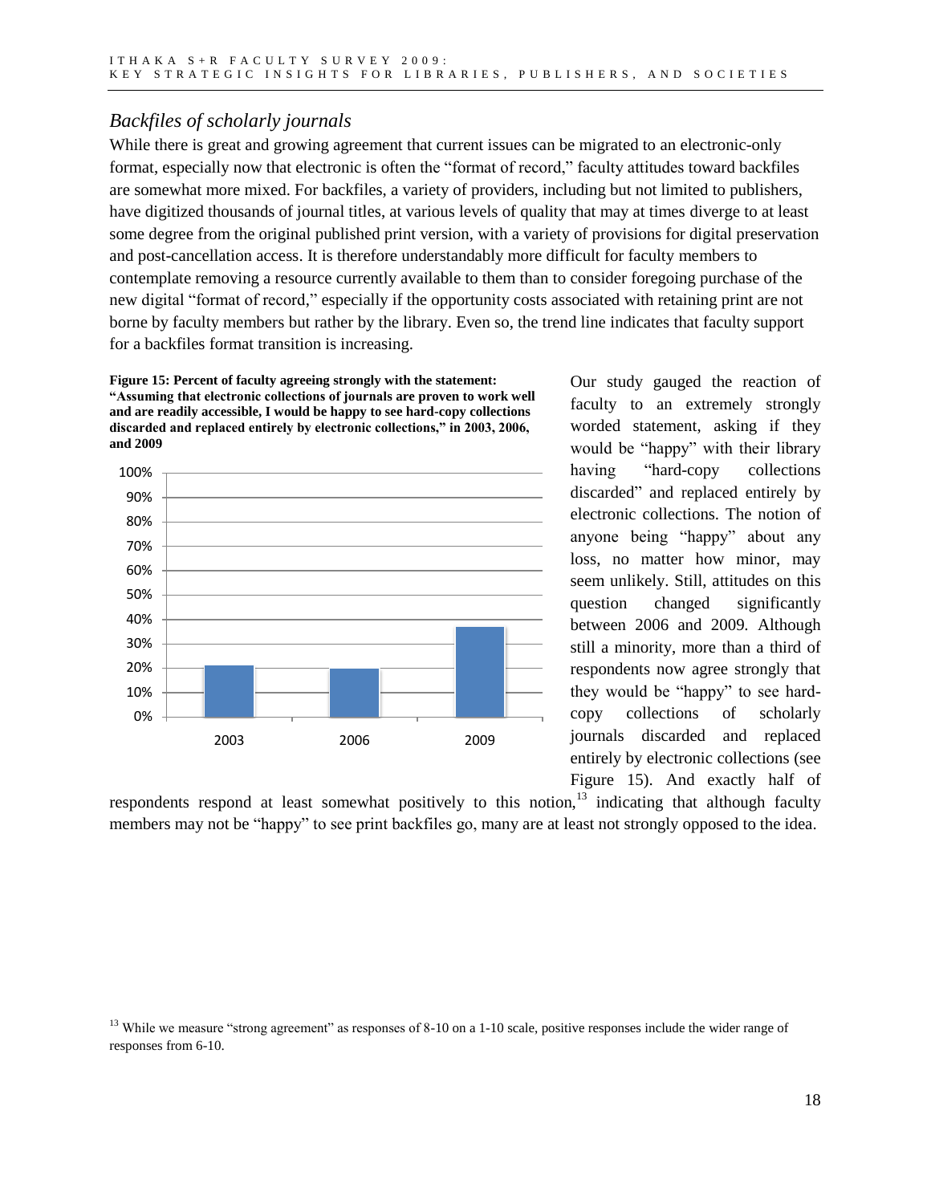## *Backfiles of scholarly journals*

While there is great and growing agreement that current issues can be migrated to an electronic-only format, especially now that electronic is often the "format of record," faculty attitudes toward backfiles are somewhat more mixed. For backfiles, a variety of providers, including but not limited to publishers, have digitized thousands of journal titles, at various levels of quality that may at times diverge to at least some degree from the original published print version, with a variety of provisions for digital preservation and post-cancellation access. It is therefore understandably more difficult for faculty members to contemplate removing a resource currently available to them than to consider foregoing purchase of the new digital "format of record," especially if the opportunity costs associated with retaining print are not borne by faculty members but rather by the library. Even so, the trend line indicates that faculty support for a backfiles format transition is increasing.

**Figure 15: Percent of faculty agreeing strongly with the statement: "Assuming that electronic collections of journals are proven to work well and are readily accessible, I would be happy to see hard-copy collections discarded and replaced entirely by electronic collections," in 2003, 2006, and 2009**

Our study gauged the reaction of faculty to an extremely strongly worded statement, asking if they would be "happy" with their library having "hard-copy collections discarded" and replaced entirely by electronic collections. The notion of anyone being "happy" about any loss, no matter how minor, may seem unlikely. Still, attitudes on this question changed significantly between 2006 and 2009. Although still a minority, more than a third of respondents now agree strongly that they would be "happy" to see hard-copy collections of scholarly journals discarded and replaced entirely by electronic collections (see Figure 15). And exactly half of respondents respond at least somewhat positively to this notion,[13] indicating that although faculty members may not be "happy" to see print backfiles go, many are at least not strongly opposed to the idea.

[13] While we measure "strong agreement" as responses of 8-10 on a 1-10 scale, positive responses include the wider range of responses from 6-10.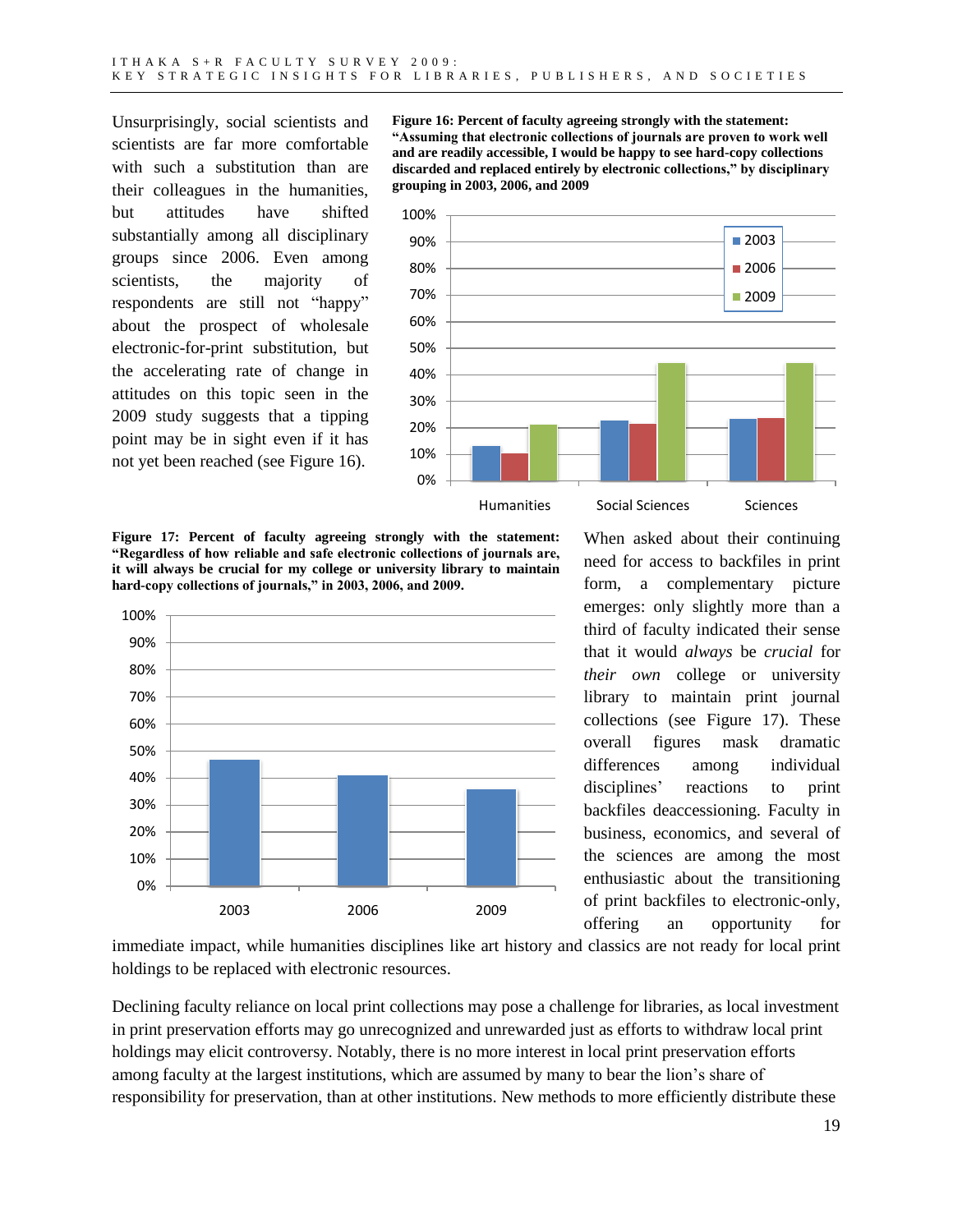Unsurprisingly, social scientists and scientists are far more comfortable with such a substitution than are their colleagues in the humanities, but attitudes have shifted substantially among all disciplinary groups since 2006. Even among scientists, the majority of respondents are still not "happy" about the prospect of wholesale electronic-for-print substitution, but the accelerating rate of change in attitudes on this topic seen in the 2009 study suggests that a tipping point may be in sight even if it has not yet been reached (see Figure 16).

**Figure 16: Percent of faculty agreeing strongly with the statement: "Assuming that electronic collections of journals are proven to work well and are readily accessible, I would be happy to see hard-copy collections discarded and replaced entirely by electronic collections," by disciplinary grouping in 2003, 2006, and 2009**

**Figure 17: Percent of faculty agreeing strongly with the statement: "Regardless of how reliable and safe electronic collections of journals are, it will always be crucial for my college or university library to maintain hard-copy collections of journals," in 2003, 2006, and 2009.**

When asked about their continuing need for access to backfiles in print form, a complementary picture emerges: only slightly more than a third of faculty indicated their sense that it would *always* be *crucial* for *their own* college or university library to maintain print journal collections (see Figure 17). These overall figures mask dramatic differences among individual disciplines' reactions to print backfiles deaccessioning. Faculty in business, economics, and several of the sciences are among the most enthusiastic about the transitioning of print backfiles to electronic-only, offering an opportunity for immediate impact, while humanities disciplines like art history and classics are not ready for local print holdings to be replaced with electronic resources.

Declining faculty reliance on local print collections may pose a challenge for libraries, as local investment in print preservation efforts may go unrecognized and unrewarded just as efforts to withdraw local print holdings may elicit controversy. Notably, there is no more interest in local print preservation efforts among faculty at the largest institutions, which are assumed by many to bear the lion's share of responsibility for preservation, than at other institutions. New methods to more efficiently distribute these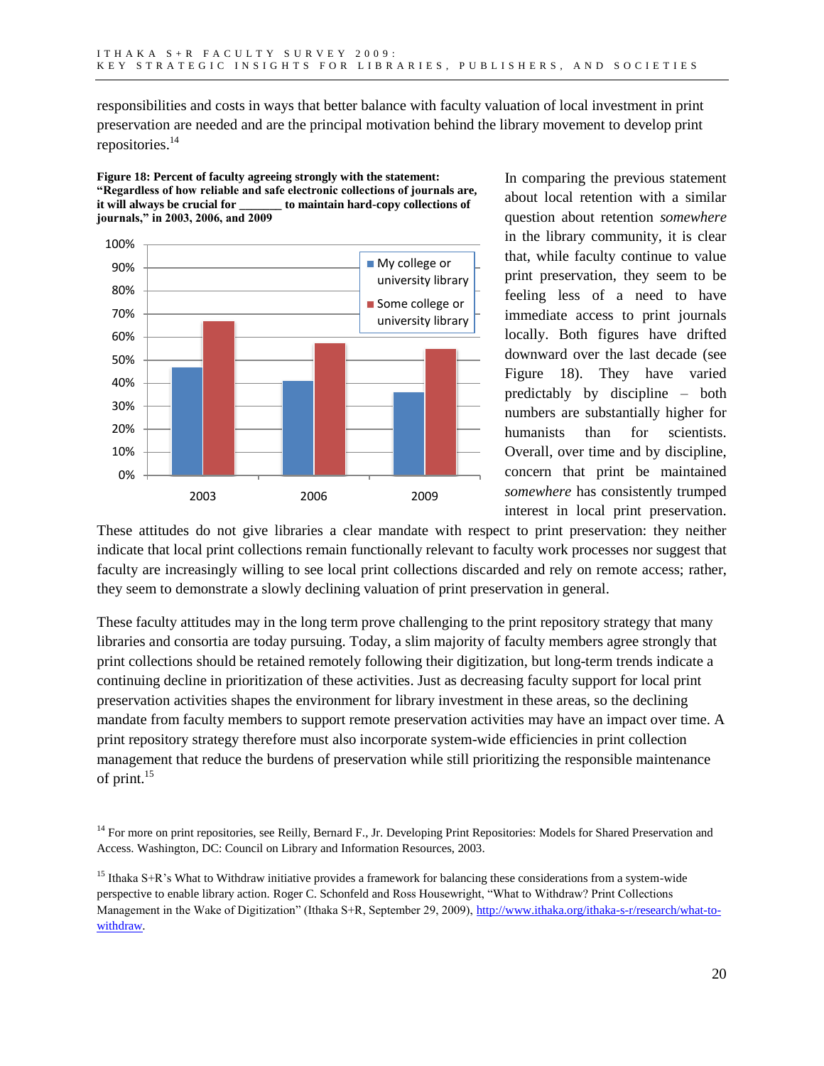responsibilities and costs in ways that better balance with faculty valuation of local investment in print preservation are needed and are the principal motivation behind the library movement to develop print repositories.[14]

**Figure 18: Percent of faculty agreeing strongly with the statement: "Regardless of how reliable and safe electronic collections of journals are, it will always be crucial for _______ to maintain hard-copy collections of journals," in 2003, 2006, and 2009**

In comparing the previous statement about local retention with a similar question about retention *somewhere* in the library community, it is clear that, while faculty continue to value print preservation, they seem to be feeling less of a need to have immediate access to print journals locally. Both figures have drifted downward over the last decade (see Figure 18). They have varied predictably by discipline – both numbers are substantially higher for humanists than for scientists. Overall, over time and by discipline, concern that print be maintained *somewhere* has consistently trumped interest in local print preservation. These attitudes do not give libraries a clear mandate with respect to print preservation: they neither indicate that local print collections remain functionally relevant to faculty work processes nor suggest that faculty are increasingly willing to see local print collections discarded and rely on remote access; rather, they seem to demonstrate a slowly declining valuation of print preservation in general.

These faculty attitudes may in the long term prove challenging to the print repository strategy that many libraries and consortia are today pursuing. Today, a slim majority of faculty members agree strongly that print collections should be retained remotely following their digitization, but long-term trends indicate a continuing decline in prioritization of these activities. Just as decreasing faculty support for local print preservation activities shapes the environment for library investment in these areas, so the declining mandate from faculty members to support remote preservation activities may have an impact over time. A print repository strategy therefore must also incorporate system-wide efficiencies in print collection management that reduce the burdens of preservation while still prioritizing the responsible maintenance of print.[15]

[14] For more on print repositories, see Reilly, Bernard F., Jr. Developing Print Repositories: Models for Shared Preservation and Access. Washington, DC: Council on Library and Information Resources, 2003.

[15] Ithaka S+R's What to Withdraw initiative provides a framework for balancing these considerations from a system-wide perspective to enable library action. Roger C. Schonfeld and Ross Housewright, "What to Withdraw? Print Collections Management in the Wake of Digitization" (Ithaka S+R, September 29, 2009), http://www.ithaka.org/ithaka-s-r/research/what-to-withdraw.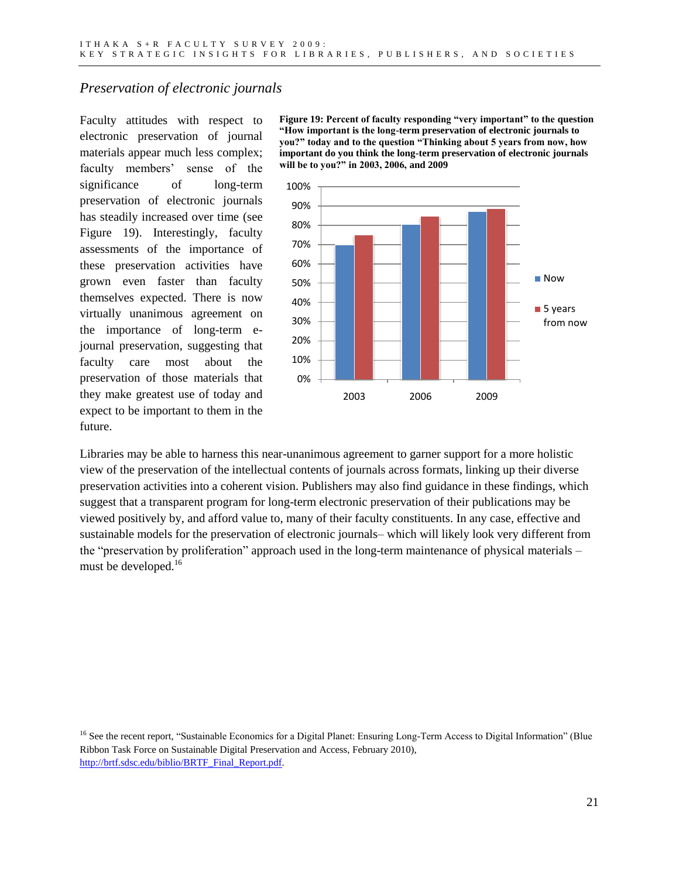## *Preservation of electronic journals*

Faculty attitudes with respect to electronic preservation of journal materials appear much less complex; faculty members' sense of the significance of long-term preservation of electronic journals has steadily increased over time (see Figure 19). Interestingly, faculty assessments of the importance of these preservation activities have grown even faster than faculty themselves expected. There is now virtually unanimous agreement on the importance of long-term e-journal preservation, suggesting that faculty care most about the preservation of those materials that they make greatest use of today and expect to be important to them in the future.

**Figure 19: Percent of faculty responding "very important" to the question "How important is the long-term preservation of electronic journals to you?" today and to the question "Thinking about 5 years from now, how important do you think the long-term preservation of electronic journals will be to you?" in 2003, 2006, and 2009**

Libraries may be able to harness this near-unanimous agreement to garner support for a more holistic view of the preservation of the intellectual contents of journals across formats, linking up their diverse preservation activities into a coherent vision. Publishers may also find guidance in these findings, which suggest that a transparent program for long-term electronic preservation of their publications may be viewed positively by, and afford value to, many of their faculty constituents. In any case, effective and sustainable models for the preservation of electronic journals– which will likely look very different from the "preservation by proliferation" approach used in the long-term maintenance of physical materials – must be developed.[16]

[16] See the recent report, "Sustainable Economics for a Digital Planet: Ensuring Long-Term Access to Digital Information" (Blue Ribbon Task Force on Sustainable Digital Preservation and Access, February 2010), http://brtf.sdsc.edu/biblio/BRTF_Final_Report.pdf.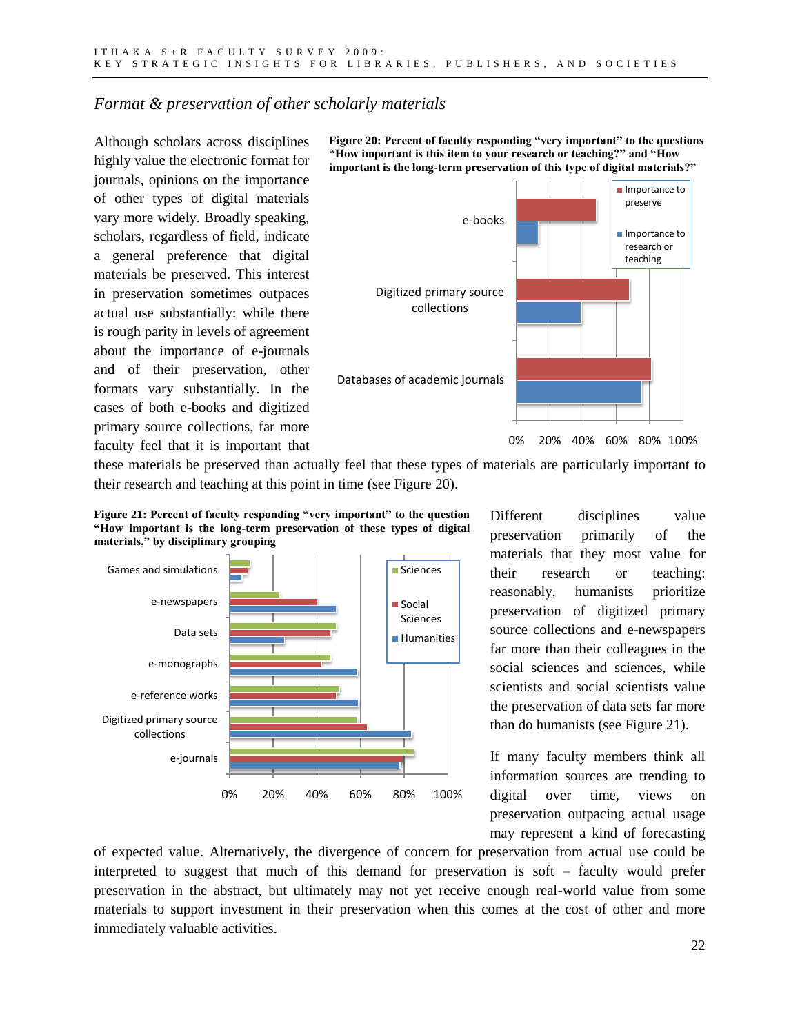## *Format & preservation of other scholarly materials*

Although scholars across disciplines highly value the electronic format for journals, opinions on the importance of other types of digital materials vary more widely. Broadly speaking, scholars, regardless of field, indicate a general preference that digital materials be preserved. This interest in preservation sometimes outpaces actual use substantially: while there is rough parity in levels of agreement about the importance of e-journals and of their preservation, other formats vary substantially. In the cases of both e-books and digitized primary source collections, far more faculty feel that it is important that these materials be preserved than actually feel that these types of materials are particularly important to their research and teaching at this point in time (see Figure 20).

**Figure 20: Percent of faculty responding "very important" to the questions "How important is this item to your research or teaching?" and "How important is the long-term preservation of this type of digital materials?"**

**Figure 21: Percent of faculty responding "very important" to the question "How important is the long-term preservation of these types of digital materials," by disciplinary grouping**

Different disciplines value preservation primarily of the materials that they most value for their research or teaching: reasonably, humanists prioritize preservation of digitized primary source collections and e-newspapers far more than their colleagues in the social sciences and sciences, while scientists and social scientists value the preservation of data sets far more than do humanists (see Figure 21).

If many faculty members think all information sources are trending to digital over time, views on preservation outpacing actual usage may represent a kind of forecasting of expected value. Alternatively, the divergence of concern for preservation from actual use could be interpreted to suggest that much of this demand for preservation is soft – faculty would prefer preservation in the abstract, but ultimately may not yet receive enough real-world value from some materials to support investment in their preservation when this comes at the cost of other and more immediately valuable activities.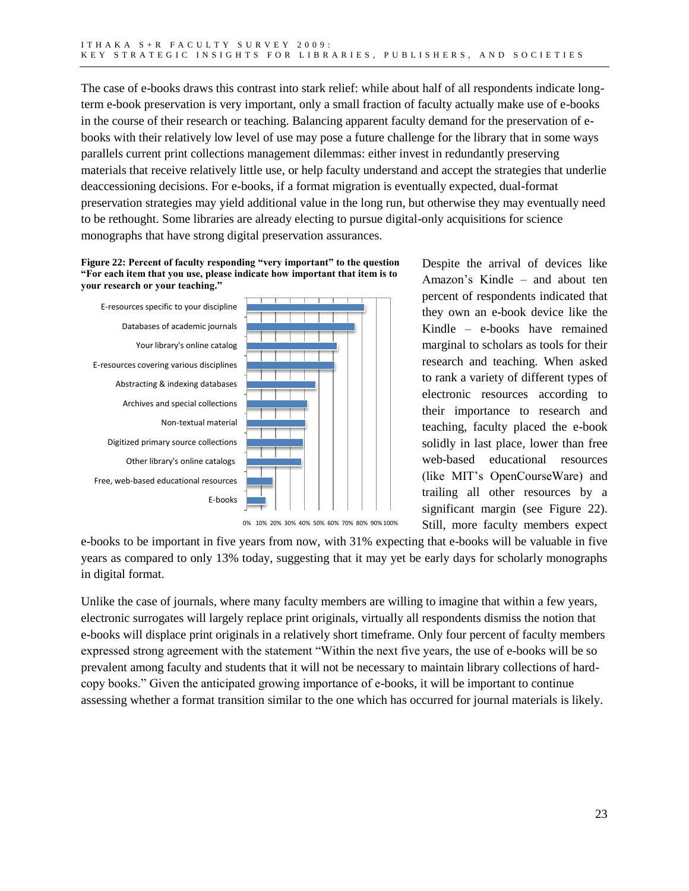The case of e-books draws this contrast into stark relief: while about half of all respondents indicate long-term e-book preservation is very important, only a small fraction of faculty actually make use of e-books in the course of their research or teaching. Balancing apparent faculty demand for the preservation of e-books with their relatively low level of use may pose a future challenge for the library that in some ways parallels current print collections management dilemmas: either invest in redundantly preserving materials that receive relatively little use, or help faculty understand and accept the strategies that underlie deaccessioning decisions. For e-books, if a format migration is eventually expected, dual-format preservation strategies may yield additional value in the long run, but otherwise they may eventually need to be rethought. Some libraries are already electing to pursue digital-only acquisitions for science monographs that have strong digital preservation assurances.

**Figure 22: Percent of faculty responding "very important" to the question "For each item that you use, please indicate how important that item is to your research or your teaching."**

Despite the arrival of devices like Amazon's Kindle – and about ten percent of respondents indicated that they own an e-book device like the Kindle – e-books have remained marginal to scholars as tools for their research and teaching. When asked to rank a variety of different types of electronic resources according to their importance to research and teaching, faculty placed the e-book solidly in last place, lower than free web-based educational resources (like MIT's OpenCourseWare) and trailing all other resources by a significant margin (see Figure 22). Still, more faculty members expect e-books to be important in five years from now, with 31% expecting that e-books will be valuable in five years as compared to only 13% today, suggesting that it may yet be early days for scholarly monographs in digital format.

Unlike the case of journals, where many faculty members are willing to imagine that within a few years, electronic surrogates will largely replace print originals, virtually all respondents dismiss the notion that e-books will displace print originals in a relatively short timeframe. Only four percent of faculty members expressed strong agreement with the statement "Within the next five years, the use of e-books will be so prevalent among faculty and students that it will not be necessary to maintain library collections of hard-copy books." Given the anticipated growing importance of e-books, it will be important to continue assessing whether a format transition similar to the one which has occurred for journal materials is likely.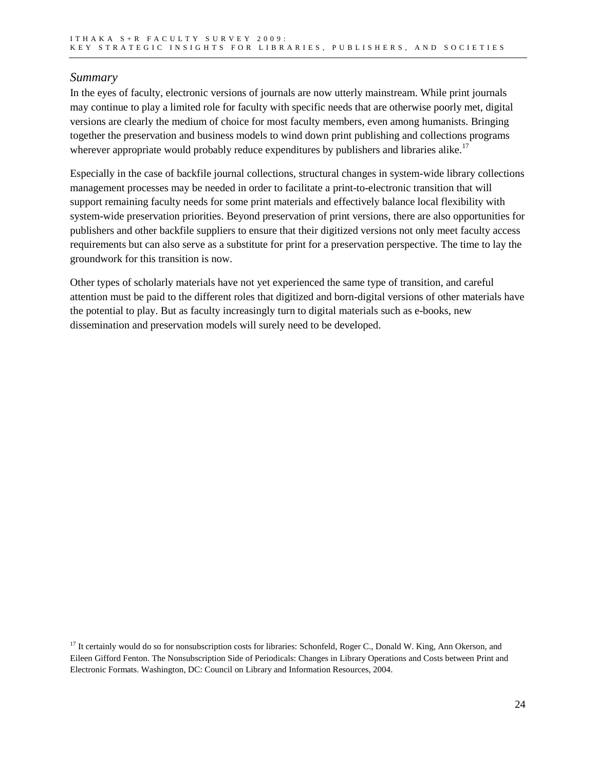### *Summary*

In the eyes of faculty, electronic versions of journals are now utterly mainstream. While print journals may continue to play a limited role for faculty with specific needs that are otherwise poorly met, digital versions are clearly the medium of choice for most faculty members, even among humanists. Bringing together the preservation and business models to wind down print publishing and collections programs wherever appropriate would probably reduce expenditures by publishers and libraries alike.[17]

Especially in the case of backfile journal collections, structural changes in system-wide library collections management processes may be needed in order to facilitate a print-to-electronic transition that will support remaining faculty needs for some print materials and effectively balance local flexibility with system-wide preservation priorities. Beyond preservation of print versions, there are also opportunities for publishers and other backfile suppliers to ensure that their digitized versions not only meet faculty access requirements but can also serve as a substitute for print for a preservation perspective. The time to lay the groundwork for this transition is now.

Other types of scholarly materials have not yet experienced the same type of transition, and careful attention must be paid to the different roles that digitized and born-digital versions of other materials have the potential to play. But as faculty increasingly turn to digital materials such as e-books, new dissemination and preservation models will surely need to be developed.

[17] It certainly would do so for nonsubscription costs for libraries: Schonfeld, Roger C., Donald W. King, Ann Okerson, and Eileen Gifford Fenton. The Nonsubscription Side of Periodicals: Changes in Library Operations and Costs between Print and Electronic Formats. Washington, DC: Council on Library and Information Resources, 2004.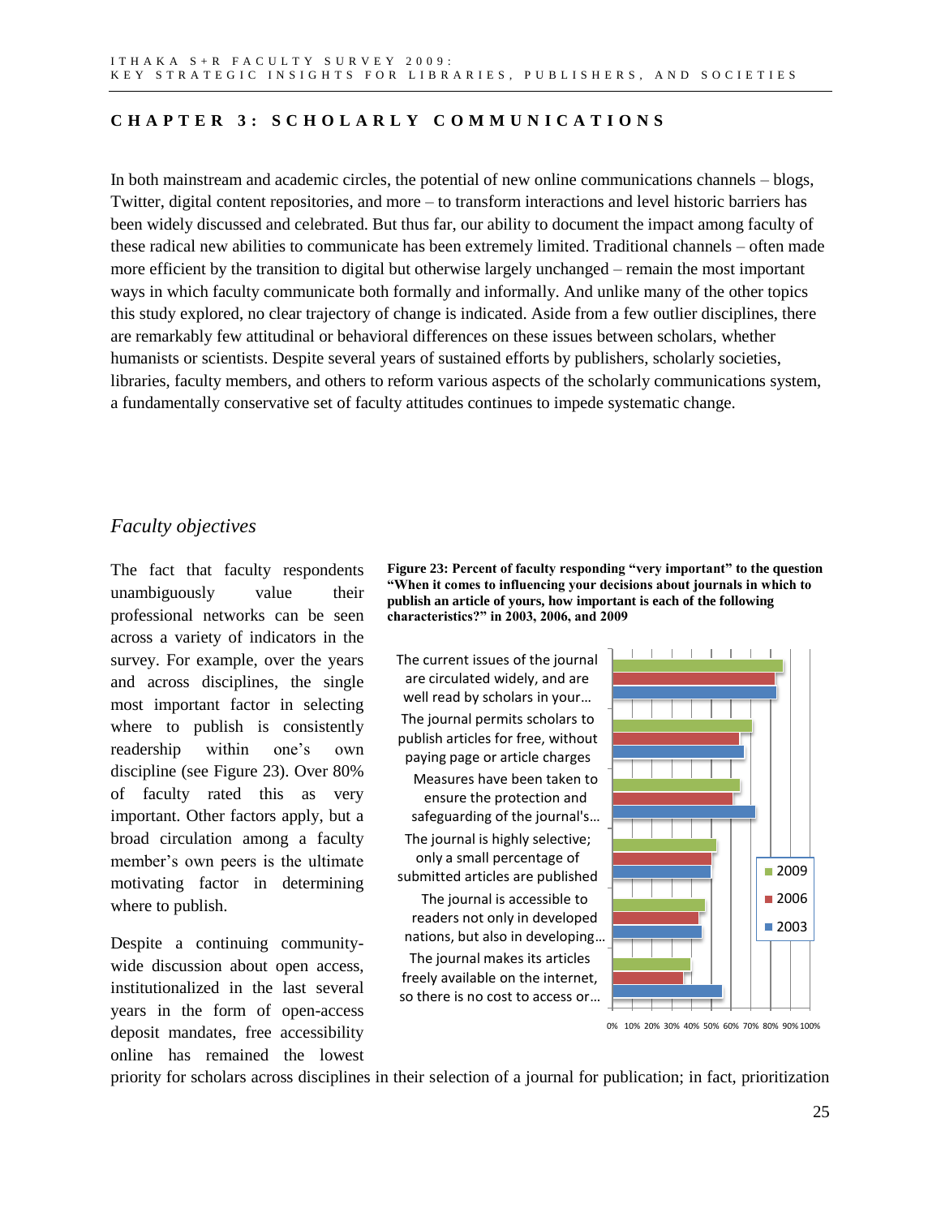## CHAPTER 3: SCHOLARLY COMMUNICATIONS

In both mainstream and academic circles, the potential of new online communications channels – blogs, Twitter, digital content repositories, and more – to transform interactions and level historic barriers has been widely discussed and celebrated. But thus far, our ability to document the impact among faculty of these radical new abilities to communicate has been extremely limited. Traditional channels – often made more efficient by the transition to digital but otherwise largely unchanged – remain the most important ways in which faculty communicate both formally and informally. And unlike many of the other topics this study explored, no clear trajectory of change is indicated. Aside from a few outlier disciplines, there are remarkably few attitudinal or behavioral differences on these issues between scholars, whether humanists or scientists. Despite several years of sustained efforts by publishers, scholarly societies, libraries, faculty members, and others to reform various aspects of the scholarly communications system, a fundamentally conservative set of faculty attitudes continues to impede systematic change.

### *Faculty objectives*

The fact that faculty respondents unambiguously value their professional networks can be seen across a variety of indicators in the survey. For example, over the years and across disciplines, the single most important factor in selecting where to publish is consistently readership within one's own discipline (see Figure 23). Over 80% of faculty rated this as very important. Other factors apply, but a broad circulation among a faculty member's own peers is the ultimate motivating factor in determining where to publish.

**Figure 23: Percent of faculty responding "very important" to the question "When it comes to influencing your decisions about journals in which to publish an article of yours, how important is each of the following characteristics?" in 2003, 2006, and 2009**

| Characteristic | 2009 | 2006 | 2003 |
|---|---|---|---|
| The current issues of the journal are circulated widely, and are well read by scholars in your… | ~85% | ~81% | ~82% |
| The journal permits scholars to publish articles for free, without paying page or article charges | ~70% | ~64% | ~66% |
| Measures have been taken to ensure the protection and safeguarding of the journal's… | ~64% | ~60% | ~72% |
| The journal is highly selective; only a small percentage of submitted articles are published | ~52% | ~50% | ~49% |
| The journal is accessible to readers not only in developed nations, but also in developing… | ~46% | ~43% | ~45% |
| The journal makes its articles freely available on the internet, so there is no cost to access or… | ~39% | ~36% | ~55% |

Despite a continuing community-wide discussion about open access, institutionalized in the last several years in the form of open-access deposit mandates, free accessibility online has remained the lowest priority for scholars across disciplines in their selection of a journal for publication; in fact, prioritization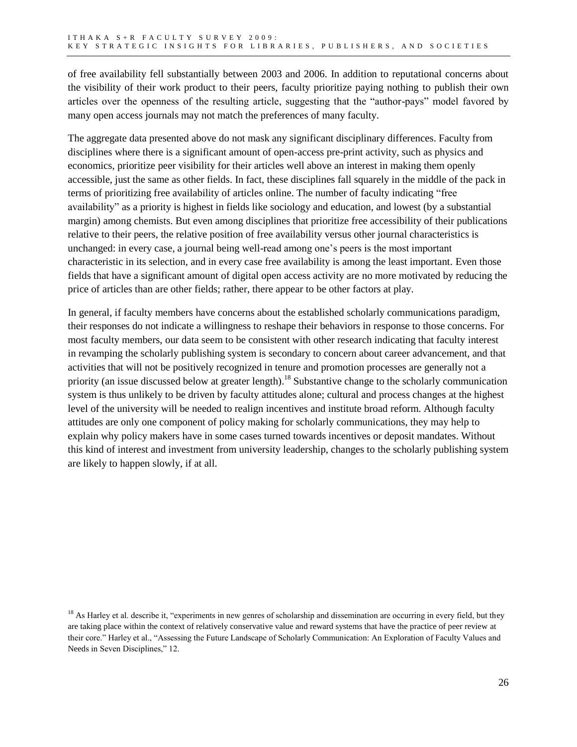of free availability fell substantially between 2003 and 2006. In addition to reputational concerns about the visibility of their work product to their peers, faculty prioritize paying nothing to publish their own articles over the openness of the resulting article, suggesting that the "author-pays" model favored by many open access journals may not match the preferences of many faculty.

The aggregate data presented above do not mask any significant disciplinary differences. Faculty from disciplines where there is a significant amount of open-access pre-print activity, such as physics and economics, prioritize peer visibility for their articles well above an interest in making them openly accessible, just the same as other fields. In fact, these disciplines fall squarely in the middle of the pack in terms of prioritizing free availability of articles online. The number of faculty indicating "free availability" as a priority is highest in fields like sociology and education, and lowest (by a substantial margin) among chemists. But even among disciplines that prioritize free accessibility of their publications relative to their peers, the relative position of free availability versus other journal characteristics is unchanged: in every case, a journal being well-read among one's peers is the most important characteristic in its selection, and in every case free availability is among the least important. Even those fields that have a significant amount of digital open access activity are no more motivated by reducing the price of articles than are other fields; rather, there appear to be other factors at play.

In general, if faculty members have concerns about the established scholarly communications paradigm, their responses do not indicate a willingness to reshape their behaviors in response to those concerns. For most faculty members, our data seem to be consistent with other research indicating that faculty interest in revamping the scholarly publishing system is secondary to concern about career advancement, and that activities that will not be positively recognized in tenure and promotion processes are generally not a priority (an issue discussed below at greater length).[18] Substantive change to the scholarly communication system is thus unlikely to be driven by faculty attitudes alone; cultural and process changes at the highest level of the university will be needed to realign incentives and institute broad reform. Although faculty attitudes are only one component of policy making for scholarly communications, they may help to explain why policy makers have in some cases turned towards incentives or deposit mandates. Without this kind of interest and investment from university leadership, changes to the scholarly publishing system are likely to happen slowly, if at all.

[18] As Harley et al. describe it, "experiments in new genres of scholarship and dissemination are occurring in every field, but they are taking place within the context of relatively conservative value and reward systems that have the practice of peer review at their core." Harley et al., "Assessing the Future Landscape of Scholarly Communication: An Exploration of Faculty Values and Needs in Seven Disciplines," 12.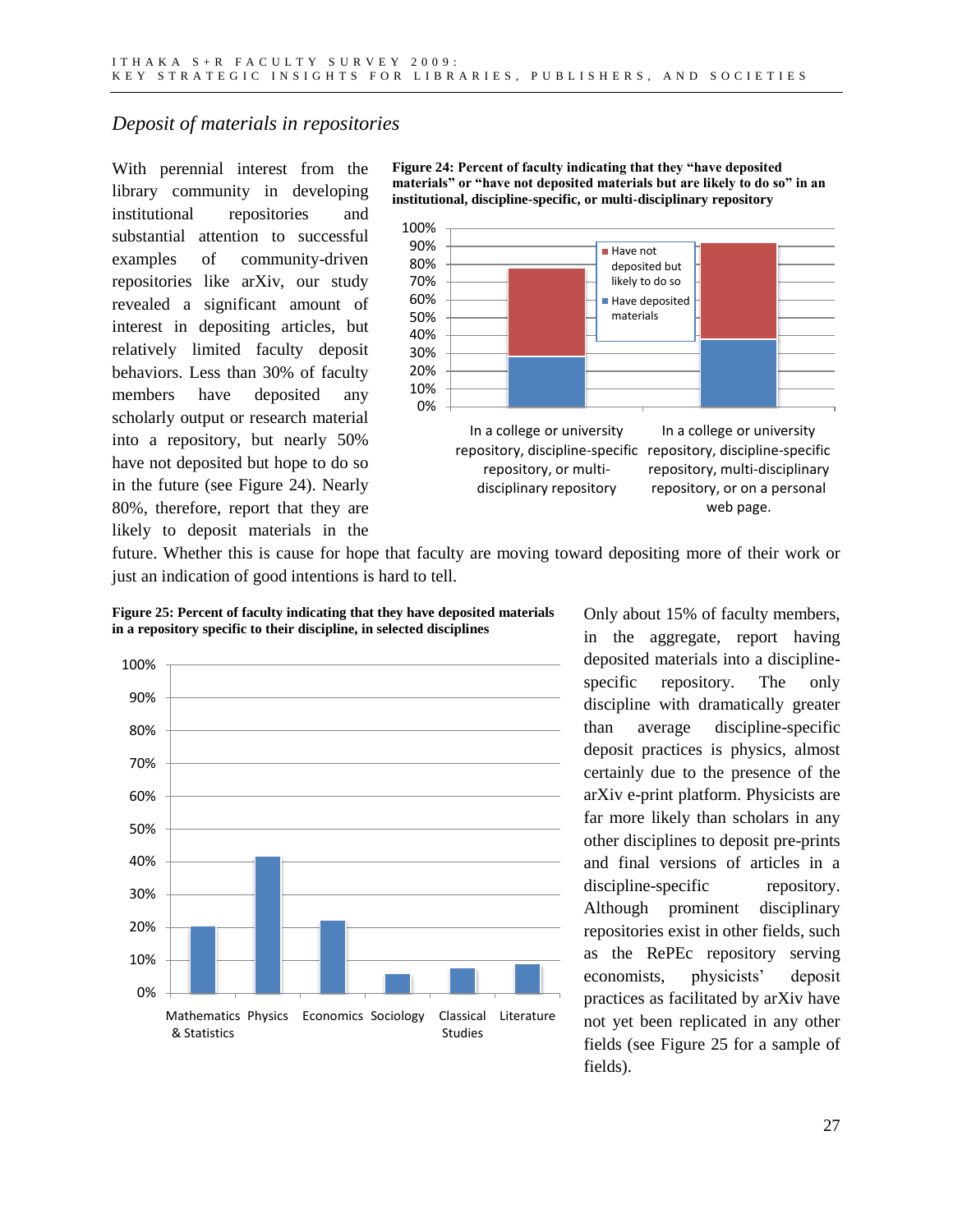## *Deposit of materials in repositories*

With perennial interest from the library community in developing institutional repositories and substantial attention to successful examples of community-driven repositories like arXiv, our study revealed a significant amount of interest in depositing articles, but relatively limited faculty deposit behaviors. Less than 30% of faculty members have deposited any scholarly output or research material into a repository, but nearly 50% have not deposited but hope to do so in the future (see Figure 24). Nearly 80%, therefore, report that they are likely to deposit materials in the future. Whether this is cause for hope that faculty are moving toward depositing more of their work or just an indication of good intentions is hard to tell.

**Figure 24: Percent of faculty indicating that they "have deposited materials" or "have not deposited materials but are likely to do so" in an institutional, discipline-specific, or multi-disciplinary repository**

**Figure 25: Percent of faculty indicating that they have deposited materials in a repository specific to their discipline, in selected disciplines**

Only about 15% of faculty members, in the aggregate, report having deposited materials into a discipline-specific repository. The only discipline with dramatically greater than average discipline-specific deposit practices is physics, almost certainly due to the presence of the arXiv e-print platform. Physicists are far more likely than scholars in any other disciplines to deposit pre-prints and final versions of articles in a discipline-specific repository. Although prominent disciplinary repositories exist in other fields, such as the RePEc repository serving economists, physicists' deposit practices as facilitated by arXiv have not yet been replicated in any other fields (see Figure 25 for a sample of fields).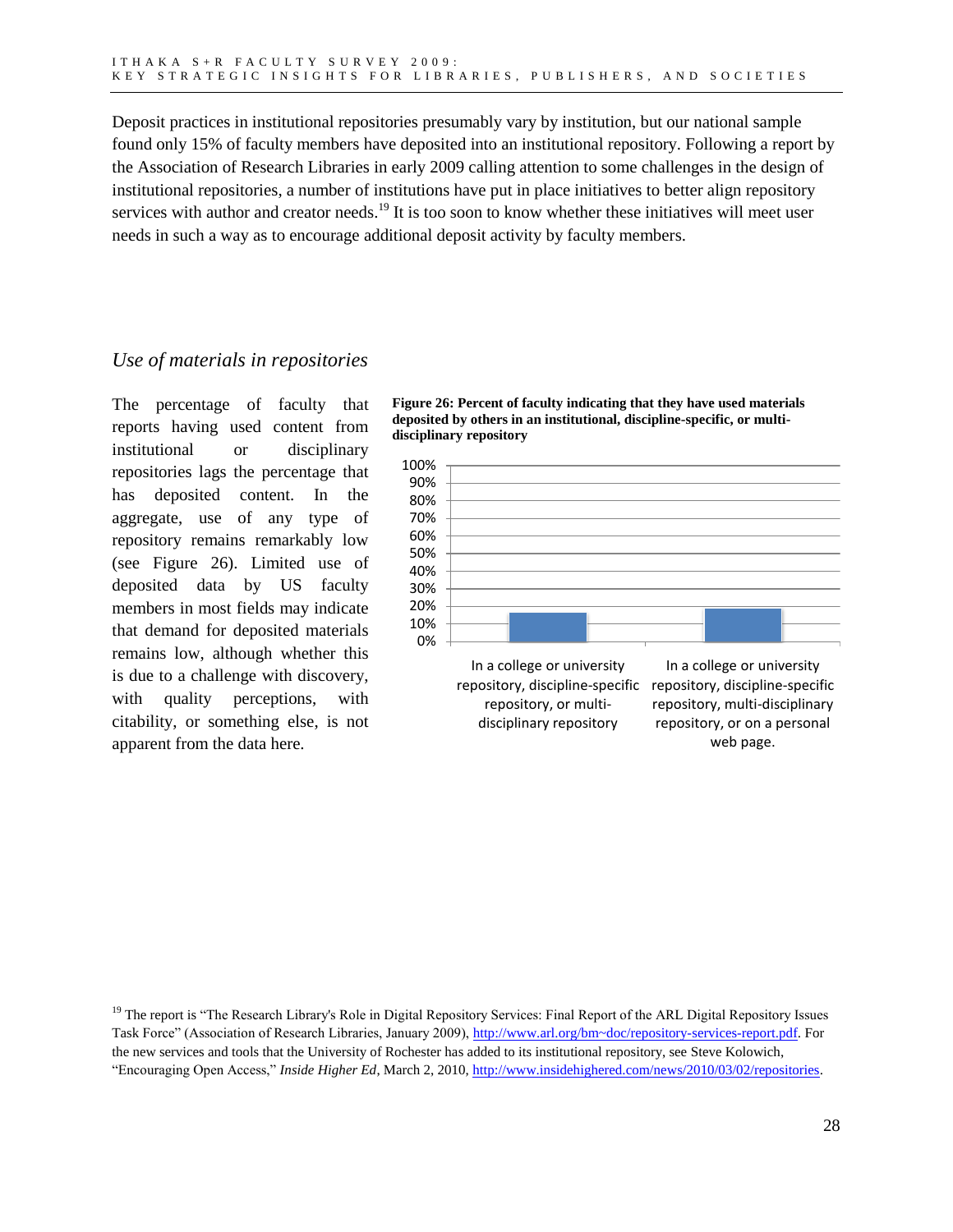Deposit practices in institutional repositories presumably vary by institution, but our national sample found only 15% of faculty members have deposited into an institutional repository. Following a report by the Association of Research Libraries in early 2009 calling attention to some challenges in the design of institutional repositories, a number of institutions have put in place initiatives to better align repository services with author and creator needs.[19] It is too soon to know whether these initiatives will meet user needs in such a way as to encourage additional deposit activity by faculty members.

## *Use of materials in repositories*

The percentage of faculty that reports having used content from institutional or disciplinary repositories lags the percentage that has deposited content. In the aggregate, use of any type of repository remains remarkably low (see Figure 26). Limited use of deposited data by US faculty members in most fields may indicate that demand for deposited materials remains low, although whether this is due to a challenge with discovery, with quality perceptions, with citability, or something else, is not apparent from the data here.

**Figure 26: Percent of faculty indicating that they have used materials deposited by others in an institutional, discipline-specific, or multi-disciplinary repository**

100%
90%
80%
70%
60%
50%
40%
30%
20%
10%
0%

In a college or university repository, discipline-specific repository, or multi-disciplinary repository

In a college or university repository, discipline-specific repository, multi-disciplinary repository, or on a personal web page.

[19] The report is "The Research Library's Role in Digital Repository Services: Final Report of the ARL Digital Repository Issues Task Force" (Association of Research Libraries, January 2009), http://www.arl.org/bm~doc/repository-services-report.pdf. For the new services and tools that the University of Rochester has added to its institutional repository, see Steve Kolowich, "Encouraging Open Access," *Inside Higher Ed*, March 2, 2010, http://www.insidehighered.com/news/2010/03/02/repositories.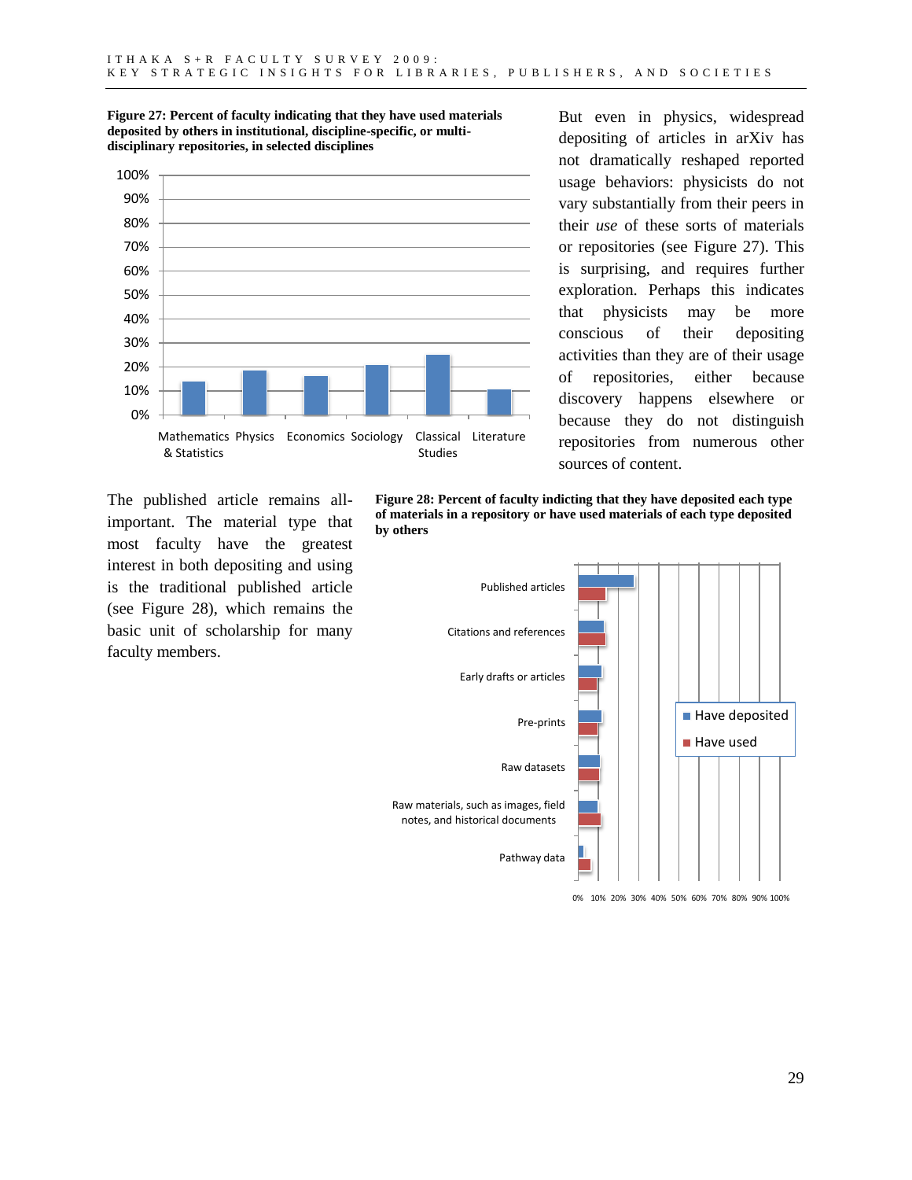**Figure 27: Percent of faculty indicating that they have used materials deposited by others in institutional, discipline-specific, or multi-disciplinary repositories, in selected disciplines**

But even in physics, widespread depositing of articles in arXiv has not dramatically reshaped reported usage behaviors: physicists do not vary substantially from their peers in their *use* of these sorts of materials or repositories (see Figure 27). This is surprising, and requires further exploration. Perhaps this indicates that physicists may be more conscious of their depositing activities than they are of their usage of repositories, either because discovery happens elsewhere or because they do not distinguish repositories from numerous other sources of content.

The published article remains all-important. The material type that most faculty have the greatest interest in both depositing and using is the traditional published article (see Figure 28), which remains the basic unit of scholarship for many faculty members.

**Figure 28: Percent of faculty indicting that they have deposited each type of materials in a repository or have used materials of each type deposited by others**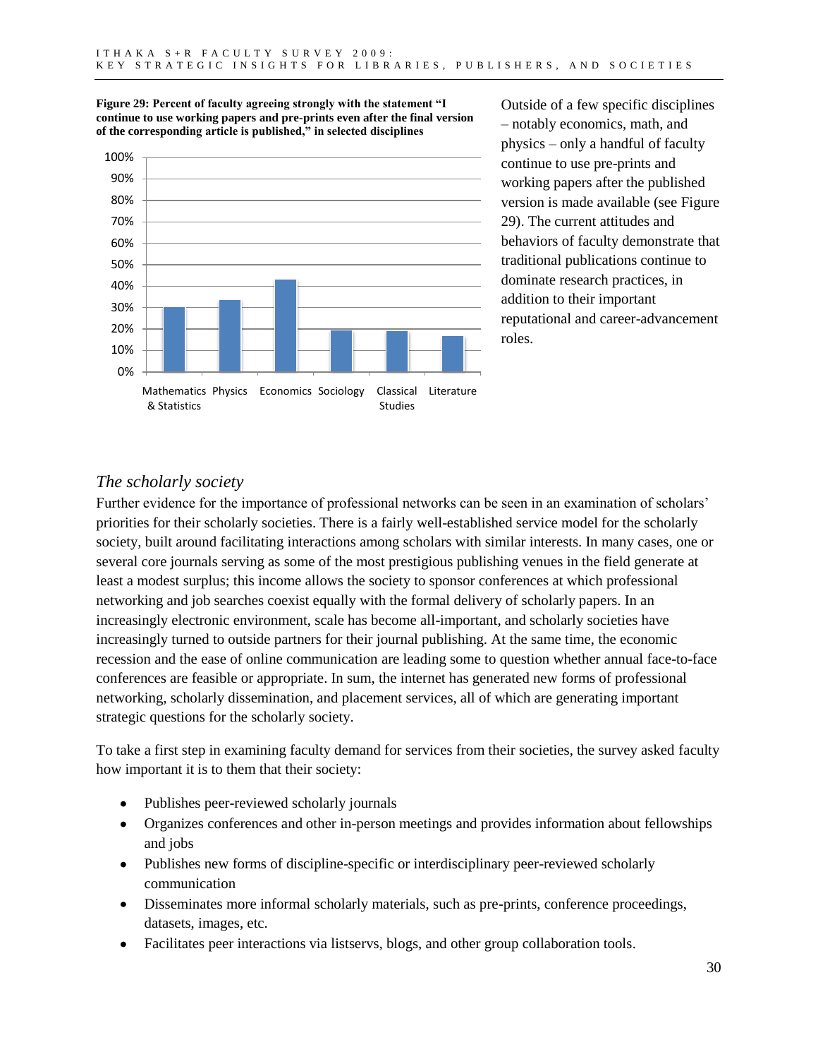**Figure 29: Percent of faculty agreeing strongly with the statement "I continue to use working papers and pre-prints even after the final version of the corresponding article is published," in selected disciplines**

100%
90%
80%
70%
60%
50%
40%
30%
20%
10%
0%

Mathematics & Statistics
Physics
Economics
Sociology
Classical Studies
Literature

Outside of a few specific disciplines – notably economics, math, and physics – only a handful of faculty continue to use pre-prints and working papers after the published version is made available (see Figure 29). The current attitudes and behaviors of faculty demonstrate that traditional publications continue to dominate research practices, in addition to their important reputational and career-advancement roles.

### *The scholarly society*

Further evidence for the importance of professional networks can be seen in an examination of scholars' priorities for their scholarly societies. There is a fairly well-established service model for the scholarly society, built around facilitating interactions among scholars with similar interests. In many cases, one or several core journals serving as some of the most prestigious publishing venues in the field generate at least a modest surplus; this income allows the society to sponsor conferences at which professional networking and job searches coexist equally with the formal delivery of scholarly papers. In an increasingly electronic environment, scale has become all-important, and scholarly societies have increasingly turned to outside partners for their journal publishing. At the same time, the economic recession and the ease of online communication are leading some to question whether annual face-to-face conferences are feasible or appropriate. In sum, the internet has generated new forms of professional networking, scholarly dissemination, and placement services, all of which are generating important strategic questions for the scholarly society.

To take a first step in examining faculty demand for services from their societies, the survey asked faculty how important it is to them that their society:

- Publishes peer-reviewed scholarly journals
- Organizes conferences and other in-person meetings and provides information about fellowships and jobs
- Publishes new forms of discipline-specific or interdisciplinary peer-reviewed scholarly communication
- Disseminates more informal scholarly materials, such as pre-prints, conference proceedings, datasets, images, etc.
- Facilitates peer interactions via listservs, blogs, and other group collaboration tools.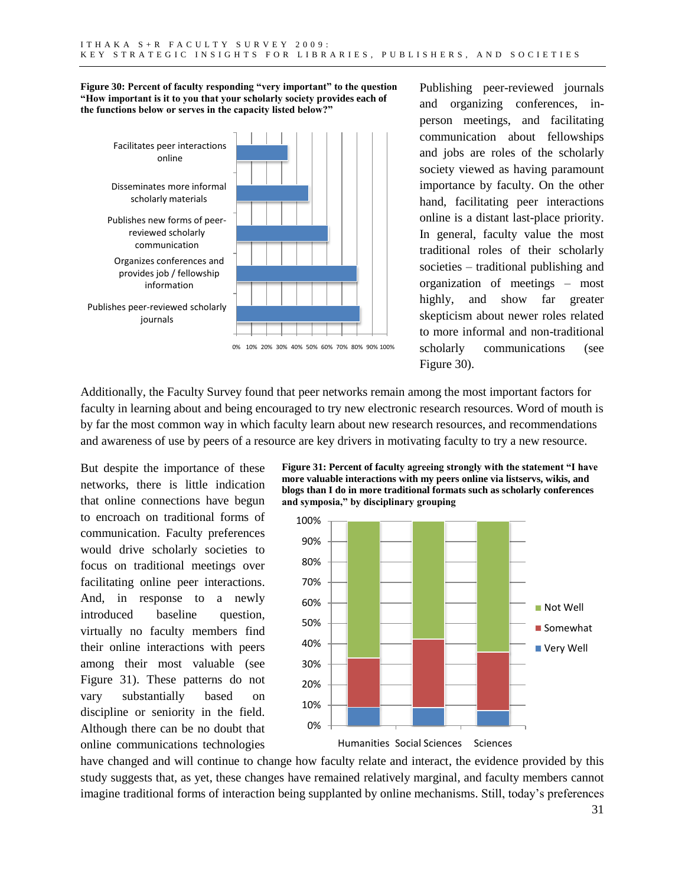**Figure 30: Percent of faculty responding "very important" to the question "How important is it to you that your scholarly society provides each of the functions below or serves in the capacity listed below?"**

Publishing peer-reviewed journals and organizing conferences, in-person meetings, and facilitating communication about fellowships and jobs are roles of the scholarly society viewed as having paramount importance by faculty. On the other hand, facilitating peer interactions online is a distant last-place priority. In general, faculty value the most traditional roles of their scholarly societies – traditional publishing and organization of meetings – most highly, and show far greater skepticism about newer roles related to more informal and non-traditional scholarly communications (see Figure 30).

Additionally, the Faculty Survey found that peer networks remain among the most important factors for faculty in learning about and being encouraged to try new electronic research resources. Word of mouth is by far the most common way in which faculty learn about new research resources, and recommendations and awareness of use by peers of a resource are key drivers in motivating faculty to try a new resource.

**Figure 31: Percent of faculty agreeing strongly with the statement "I have more valuable interactions with my peers online via listservs, wikis, and blogs than I do in more traditional formats such as scholarly conferences and symposia," by disciplinary grouping**

But despite the importance of these networks, there is little indication that online connections have begun to encroach on traditional forms of communication. Faculty preferences would drive scholarly societies to focus on traditional meetings over facilitating online peer interactions. And, in response to a newly introduced baseline question, virtually no faculty members find their online interactions with peers among their most valuable (see Figure 31). These patterns do not vary substantially based on discipline or seniority in the field. Although there can be no doubt that online communications technologies have changed and will continue to change how faculty relate and interact, the evidence provided by this study suggests that, as yet, these changes have remained relatively marginal, and faculty members cannot imagine traditional forms of interaction being supplanted by online mechanisms. Still, today's preferences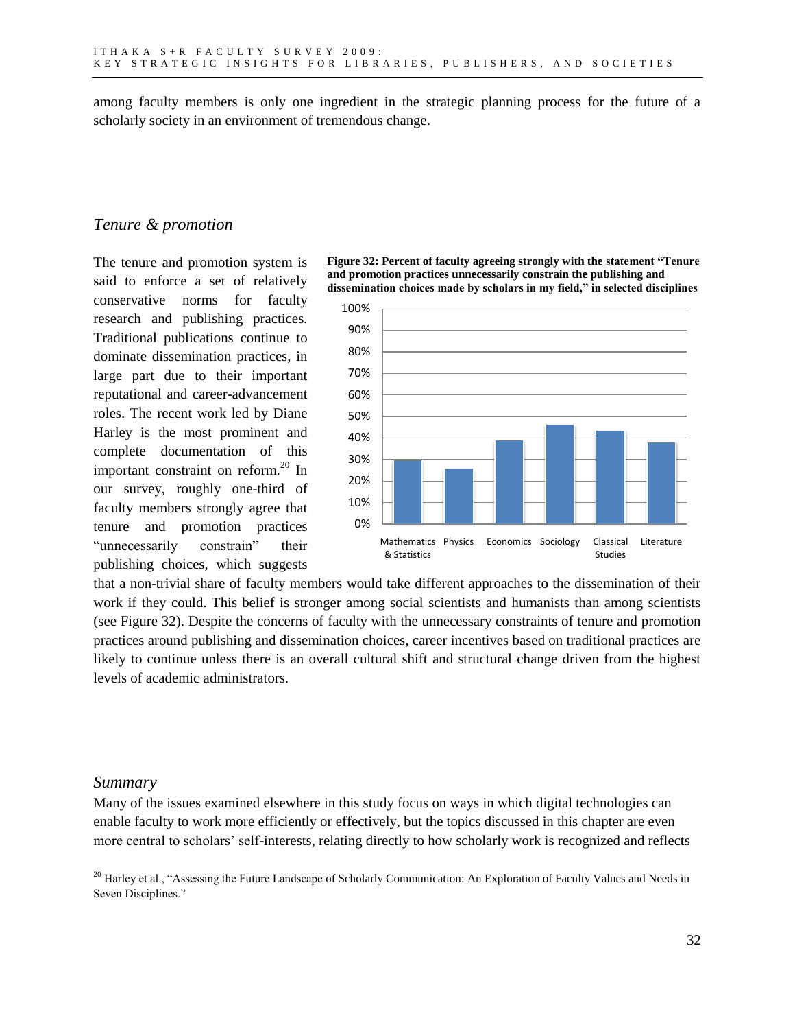among faculty members is only one ingredient in the strategic planning process for the future of a scholarly society in an environment of tremendous change.

## *Tenure & promotion*

The tenure and promotion system is said to enforce a set of relatively conservative norms for faculty research and publishing practices. Traditional publications continue to dominate dissemination practices, in large part due to their important reputational and career-advancement roles. The recent work led by Diane Harley is the most prominent and complete documentation of this important constraint on reform.[20] In our survey, roughly one-third of faculty members strongly agree that tenure and promotion practices "unnecessarily constrain" their publishing choices, which suggests that a non-trivial share of faculty members would take different approaches to the dissemination of their work if they could. This belief is stronger among social scientists and humanists than among scientists (see Figure 32). Despite the concerns of faculty with the unnecessary constraints of tenure and promotion practices around publishing and dissemination choices, career incentives based on traditional practices are likely to continue unless there is an overall cultural shift and structural change driven from the highest levels of academic administrators.

**Figure 32: Percent of faculty agreeing strongly with the statement "Tenure and promotion practices unnecessarily constrain the publishing and dissemination choices made by scholars in my field," in selected disciplines**

## *Summary*

Many of the issues examined elsewhere in this study focus on ways in which digital technologies can enable faculty to work more efficiently or effectively, but the topics discussed in this chapter are even more central to scholars' self-interests, relating directly to how scholarly work is recognized and reflects

[20] Harley et al., "Assessing the Future Landscape of Scholarly Communication: An Exploration of Faculty Values and Needs in Seven Disciplines."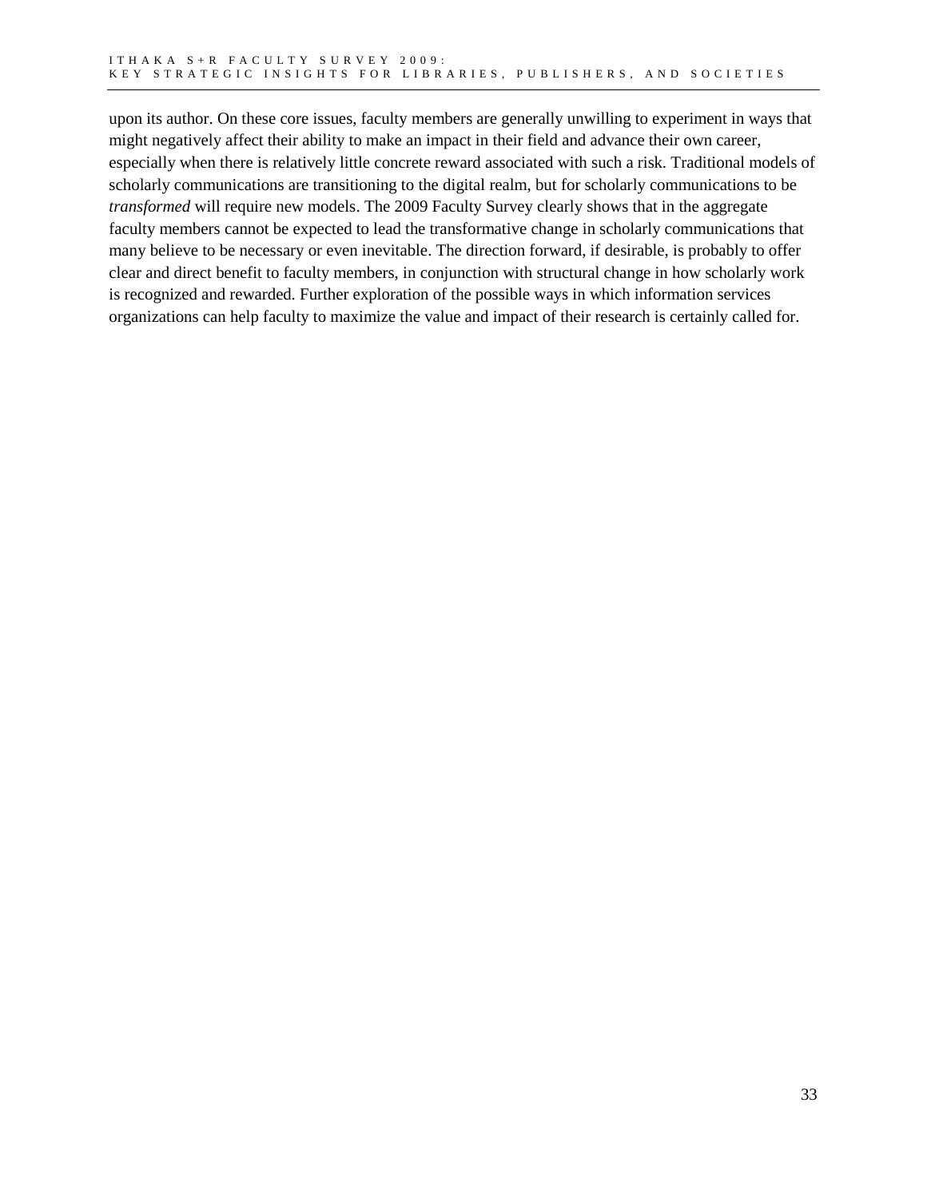upon its author. On these core issues, faculty members are generally unwilling to experiment in ways that might negatively affect their ability to make an impact in their field and advance their own career, especially when there is relatively little concrete reward associated with such a risk. Traditional models of scholarly communications are transitioning to the digital realm, but for scholarly communications to be *transformed* will require new models. The 2009 Faculty Survey clearly shows that in the aggregate faculty members cannot be expected to lead the transformative change in scholarly communications that many believe to be necessary or even inevitable. The direction forward, if desirable, is probably to offer clear and direct benefit to faculty members, in conjunction with structural change in how scholarly work is recognized and rewarded. Further exploration of the possible ways in which information services organizations can help faculty to maximize the value and impact of their research is certainly called for.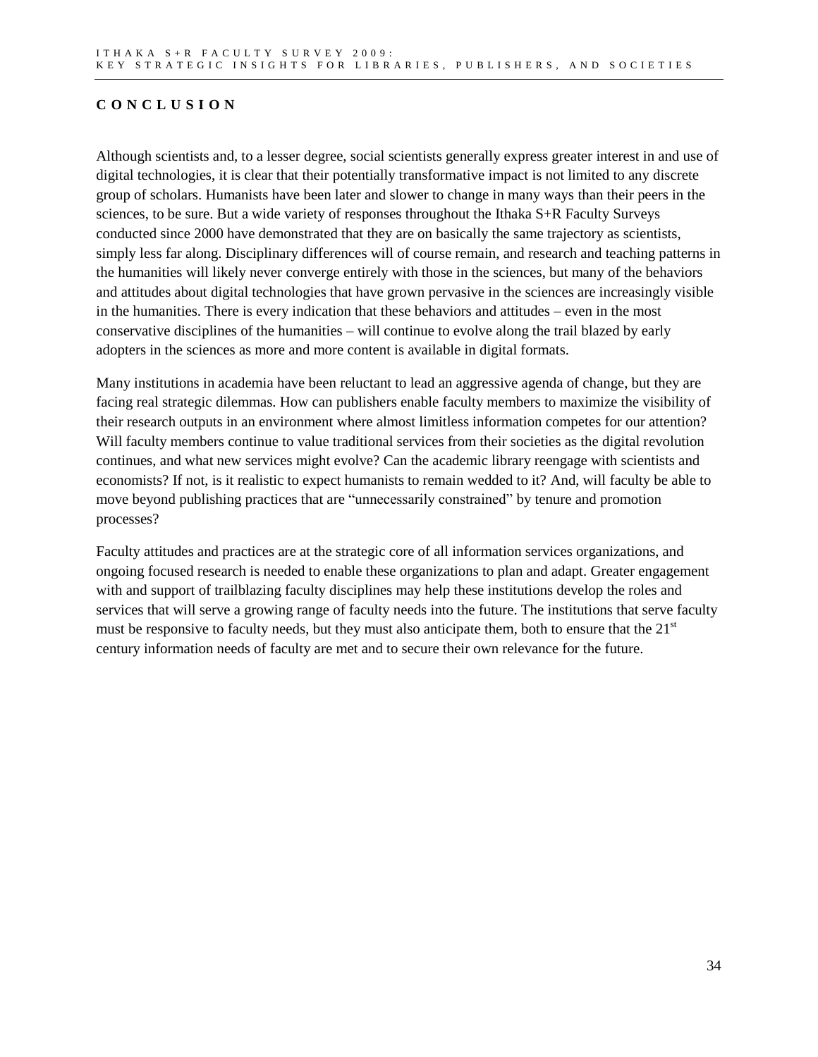## CONCLUSION

Although scientists and, to a lesser degree, social scientists generally express greater interest in and use of digital technologies, it is clear that their potentially transformative impact is not limited to any discrete group of scholars. Humanists have been later and slower to change in many ways than their peers in the sciences, to be sure. But a wide variety of responses throughout the Ithaka S+R Faculty Surveys conducted since 2000 have demonstrated that they are on basically the same trajectory as scientists, simply less far along. Disciplinary differences will of course remain, and research and teaching patterns in the humanities will likely never converge entirely with those in the sciences, but many of the behaviors and attitudes about digital technologies that have grown pervasive in the sciences are increasingly visible in the humanities. There is every indication that these behaviors and attitudes – even in the most conservative disciplines of the humanities – will continue to evolve along the trail blazed by early adopters in the sciences as more and more content is available in digital formats.

Many institutions in academia have been reluctant to lead an aggressive agenda of change, but they are facing real strategic dilemmas. How can publishers enable faculty members to maximize the visibility of their research outputs in an environment where almost limitless information competes for our attention? Will faculty members continue to value traditional services from their societies as the digital revolution continues, and what new services might evolve? Can the academic library reengage with scientists and economists? If not, is it realistic to expect humanists to remain wedded to it? And, will faculty be able to move beyond publishing practices that are "unnecessarily constrained" by tenure and promotion processes?

Faculty attitudes and practices are at the strategic core of all information services organizations, and ongoing focused research is needed to enable these organizations to plan and adapt. Greater engagement with and support of trailblazing faculty disciplines may help these institutions develop the roles and services that will serve a growing range of faculty needs into the future. The institutions that serve faculty must be responsive to faculty needs, but they must also anticipate them, both to ensure that the 21st century information needs of faculty are met and to secure their own relevance for the future.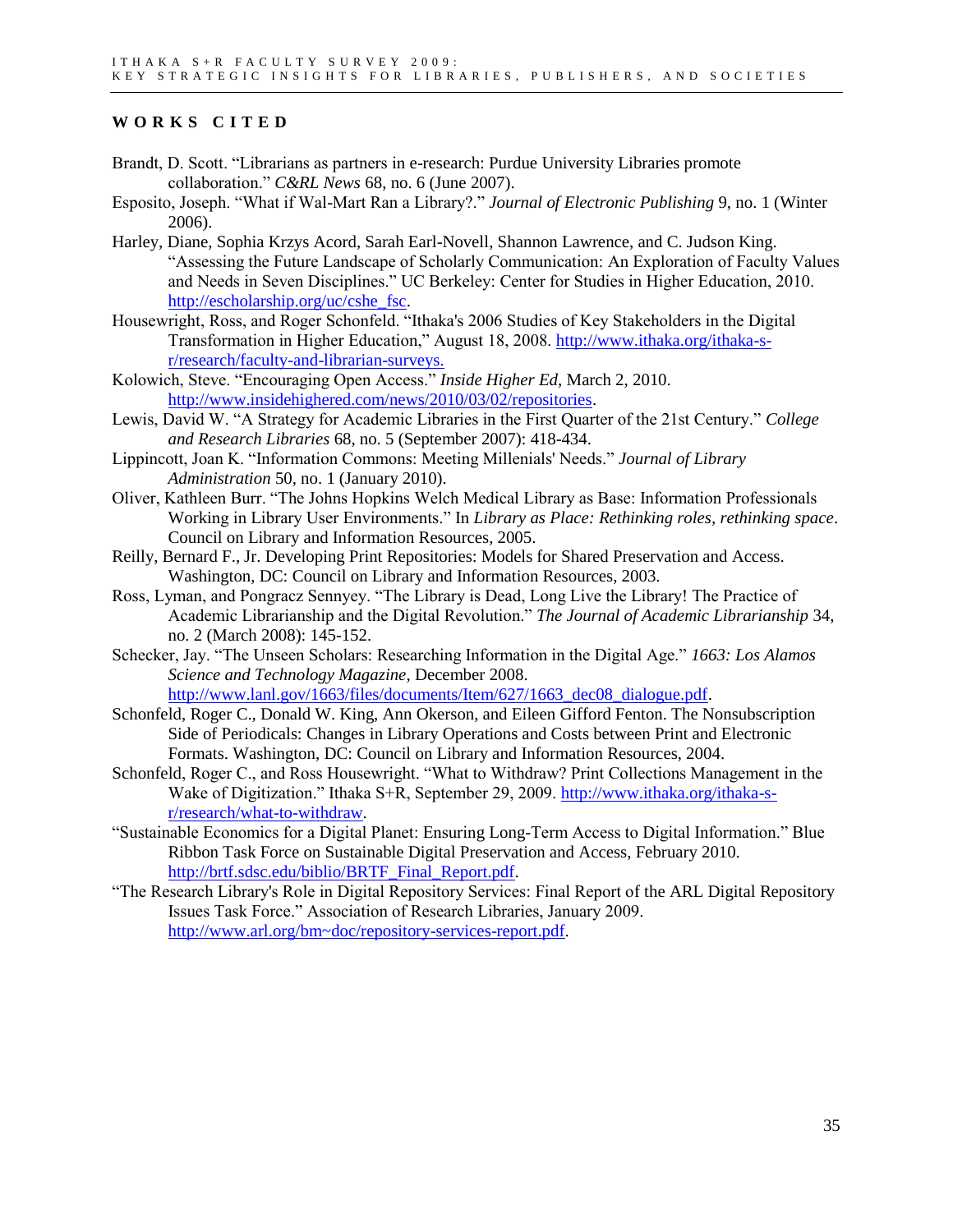## WORKS CITED

Brandt, D. Scott. “Librarians as partners in e-research: Purdue University Libraries promote collaboration.” *C&RL News* 68, no. 6 (June 2007).

Esposito, Joseph. “What if Wal-Mart Ran a Library?.” *Journal of Electronic Publishing* 9, no. 1 (Winter 2006).

Harley, Diane, Sophia Krzys Acord, Sarah Earl-Novell, Shannon Lawrence, and C. Judson King. “Assessing the Future Landscape of Scholarly Communication: An Exploration of Faculty Values and Needs in Seven Disciplines.” UC Berkeley: Center for Studies in Higher Education, 2010. http://escholarship.org/uc/cshe_fsc.

Housewright, Ross, and Roger Schonfeld. “Ithaka's 2006 Studies of Key Stakeholders in the Digital Transformation in Higher Education,” August 18, 2008. http://www.ithaka.org/ithaka-s-r/research/faculty-and-librarian-surveys.

Kolowich, Steve. “Encouraging Open Access.” *Inside Higher Ed*, March 2, 2010. http://www.insidehighered.com/news/2010/03/02/repositories.

Lewis, David W. “A Strategy for Academic Libraries in the First Quarter of the 21st Century.” *College and Research Libraries* 68, no. 5 (September 2007): 418-434.

Lippincott, Joan K. “Information Commons: Meeting Millenials' Needs.” *Journal of Library Administration* 50, no. 1 (January 2010).

Oliver, Kathleen Burr. “The Johns Hopkins Welch Medical Library as Base: Information Professionals Working in Library User Environments.” In *Library as Place: Rethinking roles, rethinking space*. Council on Library and Information Resources, 2005.

Reilly, Bernard F., Jr. Developing Print Repositories: Models for Shared Preservation and Access. Washington, DC: Council on Library and Information Resources, 2003.

Ross, Lyman, and Pongracz Sennyey. “The Library is Dead, Long Live the Library! The Practice of Academic Librarianship and the Digital Revolution.” *The Journal of Academic Librarianship* 34, no. 2 (March 2008): 145-152.

Schecker, Jay. “The Unseen Scholars: Researching Information in the Digital Age.” *1663: Los Alamos Science and Technology Magazine*, December 2008. http://www.lanl.gov/1663/files/documents/Item/627/1663_dec08_dialogue.pdf.

Schonfeld, Roger C., Donald W. King, Ann Okerson, and Eileen Gifford Fenton. The Nonsubscription Side of Periodicals: Changes in Library Operations and Costs between Print and Electronic Formats. Washington, DC: Council on Library and Information Resources, 2004.

Schonfeld, Roger C., and Ross Housewright. “What to Withdraw? Print Collections Management in the Wake of Digitization.” Ithaka S+R, September 29, 2009. http://www.ithaka.org/ithaka-s-r/research/what-to-withdraw.

“Sustainable Economics for a Digital Planet: Ensuring Long-Term Access to Digital Information.” Blue Ribbon Task Force on Sustainable Digital Preservation and Access, February 2010. http://brtf.sdsc.edu/biblio/BRTF_Final_Report.pdf.

“The Research Library's Role in Digital Repository Services: Final Report of the ARL Digital Repository Issues Task Force.” Association of Research Libraries, January 2009. http://www.arl.org/bm~doc/repository-services-report.pdf.